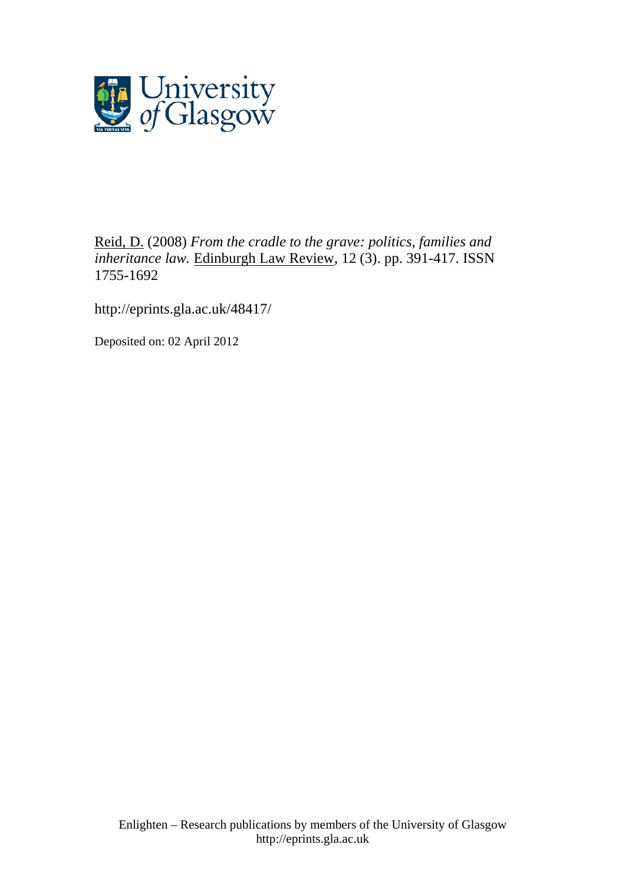Reid, D. (2008) *From the cradle to the grave: politics, families and inheritance law.* Edinburgh Law Review, 12 (3). pp. 391-417. ISSN 1755-1692

http://eprints.gla.ac.uk/48417/

Deposited on: 02 April 2012

Enlighten – Research publications by members of the University of Glasgow
http://eprints.gla.ac.uk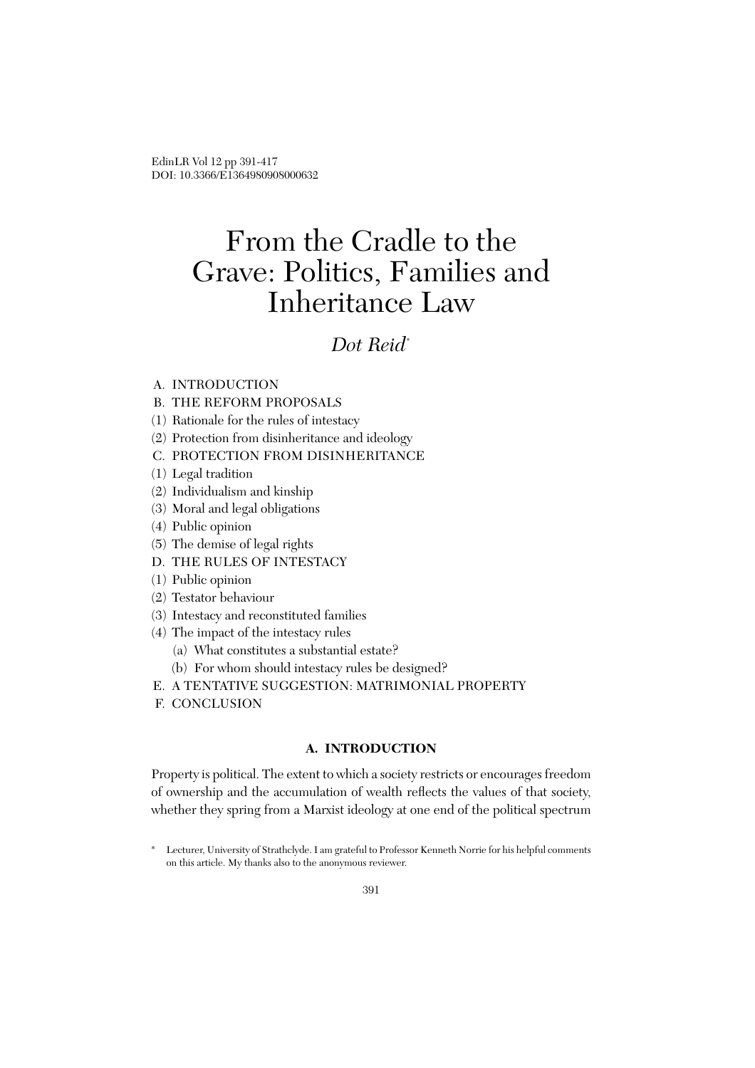# From the Cradle to the Grave: Politics, Families and Inheritance Law

*Dot Reid*\*

A. INTRODUCTION
B. THE REFORM PROPOSALS
(1) Rationale for the rules of intestacy
(2) Protection from disinheritance and ideology
C. PROTECTION FROM DISINHERITANCE
(1) Legal tradition
(2) Individualism and kinship
(3) Moral and legal obligations
(4) Public opinion
(5) The demise of legal rights
D. THE RULES OF INTESTACY
(1) Public opinion
(2) Testator behaviour
(3) Intestacy and reconstituted families
(4) The impact of the intestacy rules
  (a) What constitutes a substantial estate?
  (b) For whom should intestacy rules be designed?
E. A TENTATIVE SUGGESTION: MATRIMONIAL PROPERTY
F. CONCLUSION

## A. INTRODUCTION

Property is political. The extent to which a society restricts or encourages freedom of ownership and the accumulation of wealth reflects the values of that society, whether they spring from a Marxist ideology at one end of the political spectrum

\* Lecturer, University of Strathclyde. I am grateful to Professor Kenneth Norrie for his helpful comments on this article. My thanks also to the anonymous reviewer.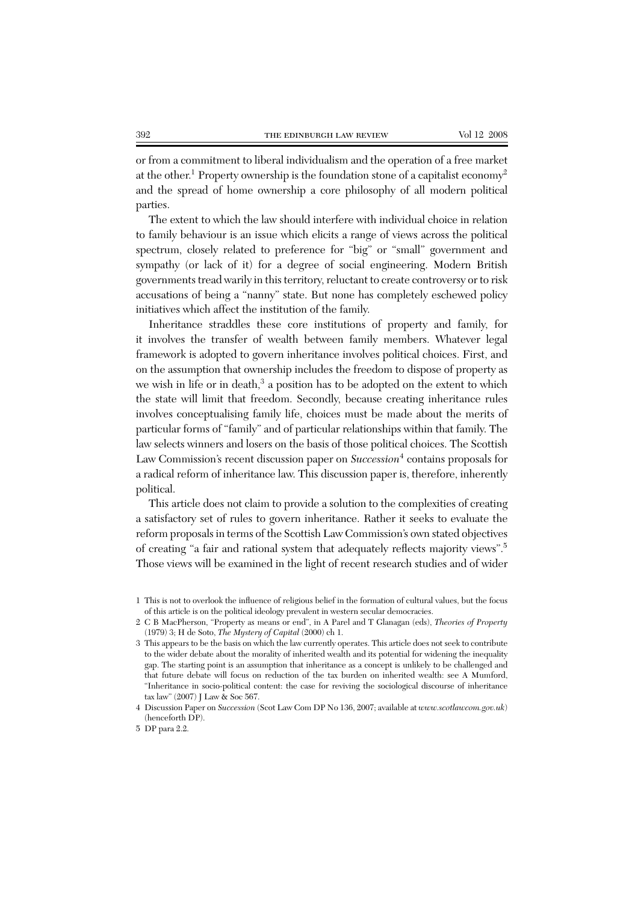or from a commitment to liberal individualism and the operation of a free market at the other.[1] Property ownership is the foundation stone of a capitalist economy[2] and the spread of home ownership a core philosophy of all modern political parties.

The extent to which the law should interfere with individual choice in relation to family behaviour is an issue which elicits a range of views across the political spectrum, closely related to preference for "big" or "small" government and sympathy (or lack of it) for a degree of social engineering. Modern British governments tread warily in this territory, reluctant to create controversy or to risk accusations of being a "nanny" state. But none has completely eschewed policy initiatives which affect the institution of the family.

Inheritance straddles these core institutions of property and family, for it involves the transfer of wealth between family members. Whatever legal framework is adopted to govern inheritance involves political choices. First, and on the assumption that ownership includes the freedom to dispose of property as we wish in life or in death,[3] a position has to be adopted on the extent to which the state will limit that freedom. Secondly, because creating inheritance rules involves conceptualising family life, choices must be made about the merits of particular forms of "family" and of particular relationships within that family. The law selects winners and losers on the basis of those political choices. The Scottish Law Commission's recent discussion paper on *Succession*[4] contains proposals for a radical reform of inheritance law. This discussion paper is, therefore, inherently political.

This article does not claim to provide a solution to the complexities of creating a satisfactory set of rules to govern inheritance. Rather it seeks to evaluate the reform proposals in terms of the Scottish Law Commission's own stated objectives of creating "a fair and rational system that adequately reflects majority views".[5] Those views will be examined in the light of recent research studies and of wider

1 This is not to overlook the influence of religious belief in the formation of cultural values, but the focus of this article is on the political ideology prevalent in western secular democracies.

2 C B MacPherson, "Property as means or end", in A Parel and T Glanagan (eds), *Theories of Property* (1979) 3; H de Soto, *The Mystery of Capital* (2000) ch 1.

3 This appears to be the basis on which the law currently operates. This article does not seek to contribute to the wider debate about the morality of inherited wealth and its potential for widening the inequality gap. The starting point is an assumption that inheritance as a concept is unlikely to be challenged and that future debate will focus on reduction of the tax burden on inherited wealth: see A Mumford, "Inheritance in socio-political content: the case for reviving the sociological discourse of inheritance tax law" (2007) J Law & Soc 567.

4 Discussion Paper on *Succession* (Scot Law Com DP No 136, 2007; available at *www.scotlawcom.gov.uk*) (henceforth DP).

5 DP para 2.2.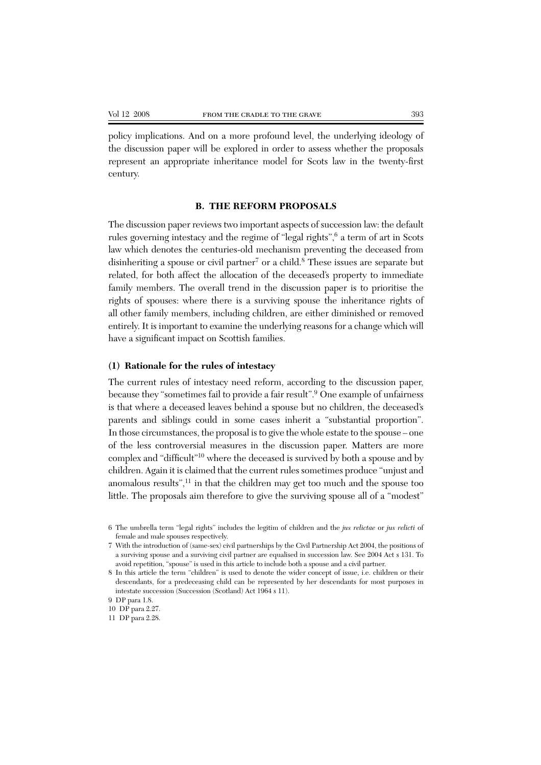policy implications. And on a more profound level, the underlying ideology of the discussion paper will be explored in order to assess whether the proposals represent an appropriate inheritance model for Scots law in the twenty-first century.

## B. THE REFORM PROPOSALS

The discussion paper reviews two important aspects of succession law: the default rules governing intestacy and the regime of "legal rights",[6] a term of art in Scots law which denotes the centuries-old mechanism preventing the deceased from disinheriting a spouse or civil partner[7] or a child.[8] These issues are separate but related, for both affect the allocation of the deceased's property to immediate family members. The overall trend in the discussion paper is to prioritise the rights of spouses: where there is a surviving spouse the inheritance rights of all other family members, including children, are either diminished or removed entirely. It is important to examine the underlying reasons for a change which will have a significant impact on Scottish families.

### (1) Rationale for the rules of intestacy

The current rules of intestacy need reform, according to the discussion paper, because they "sometimes fail to provide a fair result".[9] One example of unfairness is that where a deceased leaves behind a spouse but no children, the deceased's parents and siblings could in some cases inherit a "substantial proportion". In those circumstances, the proposal is to give the whole estate to the spouse – one of the less controversial measures in the discussion paper. Matters are more complex and "difficult"[10] where the deceased is survived by both a spouse and by children. Again it is claimed that the current rules sometimes produce "unjust and anomalous results",[11] in that the children may get too much and the spouse too little. The proposals aim therefore to give the surviving spouse all of a "modest"

6 The umbrella term "legal rights" includes the legitim of children and the *jus relictae* or *jus relicti* of female and male spouses respectively.

7 With the introduction of (same-sex) civil partnerships by the Civil Partnership Act 2004, the positions of a surviving spouse and a surviving civil partner are equalised in succession law. See 2004 Act s 131. To avoid repetition, "spouse" is used in this article to include both a spouse and a civil partner.

8 In this article the term "children" is used to denote the wider concept of issue, i.e. children or their descendants, for a predeceasing child can be represented by her descendants for most purposes in intestate succession (Succession (Scotland) Act 1964 s 11).

9 DP para 1.8.

10 DP para 2.27.

11 DP para 2.28.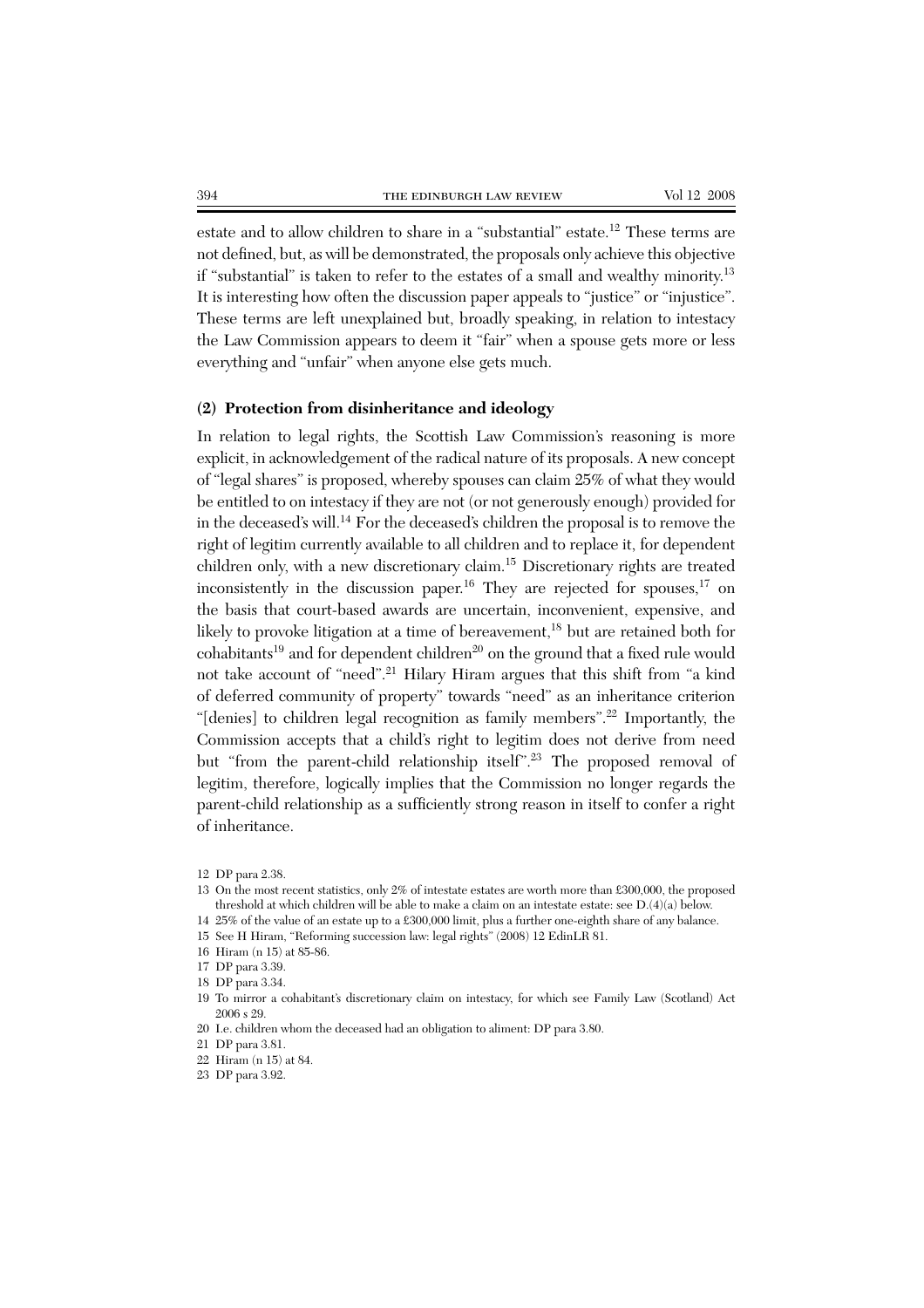estate and to allow children to share in a "substantial" estate.[12] These terms are not defined, but, as will be demonstrated, the proposals only achieve this objective if "substantial" is taken to refer to the estates of a small and wealthy minority.[13] It is interesting how often the discussion paper appeals to "justice" or "injustice". These terms are left unexplained but, broadly speaking, in relation to intestacy the Law Commission appears to deem it "fair" when a spouse gets more or less everything and "unfair" when anyone else gets much.

### (2) Protection from disinheritance and ideology

In relation to legal rights, the Scottish Law Commission's reasoning is more explicit, in acknowledgement of the radical nature of its proposals. A new concept of "legal shares" is proposed, whereby spouses can claim 25% of what they would be entitled to on intestacy if they are not (or not generously enough) provided for in the deceased's will.[14] For the deceased's children the proposal is to remove the right of legitim currently available to all children and to replace it, for dependent children only, with a new discretionary claim.[15] Discretionary rights are treated inconsistently in the discussion paper.[16] They are rejected for spouses,[17] on the basis that court-based awards are uncertain, inconvenient, expensive, and likely to provoke litigation at a time of bereavement,[18] but are retained both for cohabitants[19] and for dependent children[20] on the ground that a fixed rule would not take account of "need".[21] Hilary Hiram argues that this shift from "a kind of deferred community of property" towards "need" as an inheritance criterion "[denies] to children legal recognition as family members".[22] Importantly, the Commission accepts that a child's right to legitim does not derive from need but "from the parent-child relationship itself".[23] The proposed removal of legitim, therefore, logically implies that the Commission no longer regards the parent-child relationship as a sufficiently strong reason in itself to confer a right of inheritance.

12 DP para 2.38.

13 On the most recent statistics, only 2% of intestate estates are worth more than £300,000, the proposed threshold at which children will be able to make a claim on an intestate estate: see D.(4)(a) below.

14 25% of the value of an estate up to a £300,000 limit, plus a further one-eighth share of any balance.

15 See H Hiram, "Reforming succession law: legal rights" (2008) 12 EdinLR 81.

16 Hiram (n 15) at 85-86.

17 DP para 3.39.

18 DP para 3.34.

19 To mirror a cohabitant's discretionary claim on intestacy, for which see Family Law (Scotland) Act 2006 s 29.

20 I.e. children whom the deceased had an obligation to aliment: DP para 3.80.

21 DP para 3.81.

22 Hiram (n 15) at 84.

23 DP para 3.92.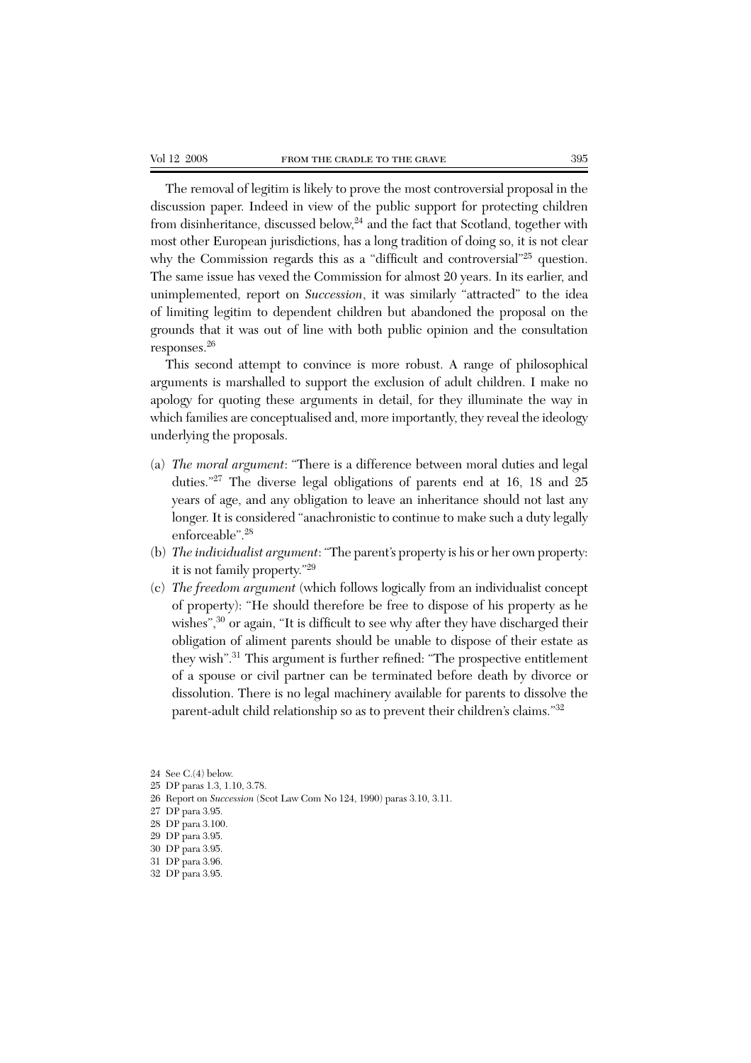The removal of legitim is likely to prove the most controversial proposal in the discussion paper. Indeed in view of the public support for protecting children from disinheritance, discussed below,[24] and the fact that Scotland, together with most other European jurisdictions, has a long tradition of doing so, it is not clear why the Commission regards this as a "difficult and controversial"[25] question. The same issue has vexed the Commission for almost 20 years. In its earlier, and unimplemented, report on *Succession*, it was similarly "attracted" to the idea of limiting legitim to dependent children but abandoned the proposal on the grounds that it was out of line with both public opinion and the consultation responses.[26]

This second attempt to convince is more robust. A range of philosophical arguments is marshalled to support the exclusion of adult children. I make no apology for quoting these arguments in detail, for they illuminate the way in which families are conceptualised and, more importantly, they reveal the ideology underlying the proposals.

(a) *The moral argument*: "There is a difference between moral duties and legal duties."[27] The diverse legal obligations of parents end at 16, 18 and 25 years of age, and any obligation to leave an inheritance should not last any longer. It is considered "anachronistic to continue to make such a duty legally enforceable".[28]

(b) *The individualist argument*: "The parent's property is his or her own property: it is not family property."[29]

(c) *The freedom argument* (which follows logically from an individualist concept of property): "He should therefore be free to dispose of his property as he wishes",[30] or again, "It is difficult to see why after they have discharged their obligation of aliment parents should be unable to dispose of their estate as they wish".[31] This argument is further refined: "The prospective entitlement of a spouse or civil partner can be terminated before death by divorce or dissolution. There is no legal machinery available for parents to dissolve the parent-adult child relationship so as to prevent their children's claims."[32]

24 See C.(4) below.

25 DP paras 1.3, 1.10, 3.78.

26 Report on *Succession* (Scot Law Com No 124, 1990) paras 3.10, 3.11.

27 DP para 3.95.

28 DP para 3.100.

29 DP para 3.95.

30 DP para 3.95.

31 DP para 3.96.

32 DP para 3.95.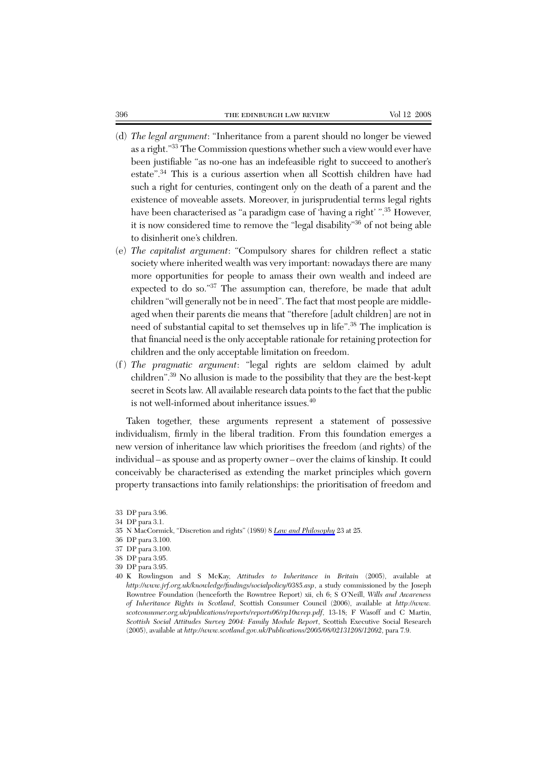(d) *The legal argument*: "Inheritance from a parent should no longer be viewed as a right."[33] The Commission questions whether such a view would ever have been justifiable "as no-one has an indefeasible right to succeed to another's estate".[34] This is a curious assertion when all Scottish children have had such a right for centuries, contingent only on the death of a parent and the existence of moveable assets. Moreover, in jurisprudential terms legal rights have been characterised as "a paradigm case of 'having a right' ".[35] However, it is now considered time to remove the "legal disability"[36] of not being able to disinherit one's children.

(e) *The capitalist argument*: "Compulsory shares for children reflect a static society where inherited wealth was very important: nowadays there are many more opportunities for people to amass their own wealth and indeed are expected to do so."[37] The assumption can, therefore, be made that adult children "will generally not be in need". The fact that most people are middle-aged when their parents die means that "therefore [adult children] are not in need of substantial capital to set themselves up in life".[38] The implication is that financial need is the only acceptable rationale for retaining protection for children and the only acceptable limitation on freedom.

(f) *The pragmatic argument*: "legal rights are seldom claimed by adult children".[39] No allusion is made to the possibility that they are the best-kept secret in Scots law. All available research data points to the fact that the public is not well-informed about inheritance issues.[40]

Taken together, these arguments represent a statement of possessive individualism, firmly in the liberal tradition. From this foundation emerges a new version of inheritance law which prioritises the freedom (and rights) of the individual – as spouse and as property owner – over the claims of kinship. It could conceivably be characterised as extending the market principles which govern property transactions into family relationships: the prioritisation of freedom and

33 DP para 3.96.

34 DP para 3.1.

35 N MacCormick, "Discretion and rights" (1989) 8 *Law and Philosophy* 23 at 25.

36 DP para 3.100.

37 DP para 3.100.

38 DP para 3.95.

39 DP para 3.95.

40 K Rowlingson and S McKay, *Attitudes to Inheritance in Britain* (2005), available at *http://www.jrf.org.uk/knowledge/findings/socialpolicy/0385.asp*, a study commissioned by the Joseph Rowntree Foundation (henceforth the Rowntree Report) xii, ch 6; S O'Neill, *Wills and Awareness of Inheritance Rights in Scotland*, Scottish Consumer Council (2006), available at *http://www.scotconsumer.org.uk/publications/reports/reports06/rp10wrep.pdf*, 13-18; F Wasoff and C Martin, *Scottish Social Attitudes Survey 2004: Family Module Report*, Scottish Executive Social Research (2005), available at *http://www.scotland.gov.uk/Publications/2005/08/02131208/12092*, para 7.9.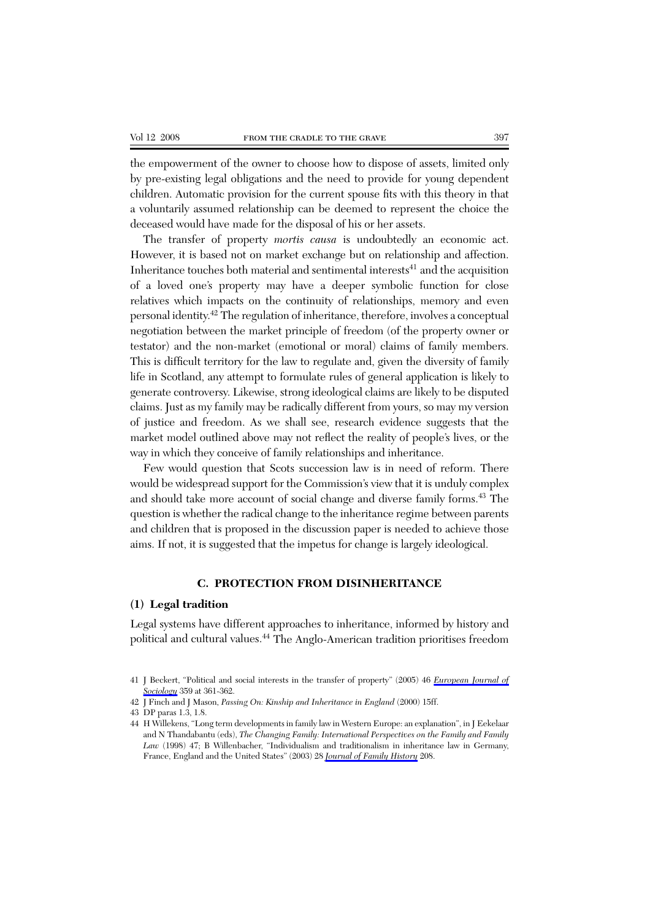the empowerment of the owner to choose how to dispose of assets, limited only by pre-existing legal obligations and the need to provide for young dependent children. Automatic provision for the current spouse fits with this theory in that a voluntarily assumed relationship can be deemed to represent the choice the deceased would have made for the disposal of his or her assets.

The transfer of property *mortis causa* is undoubtedly an economic act. However, it is based not on market exchange but on relationship and affection. Inheritance touches both material and sentimental interests[41] and the acquisition of a loved one's property may have a deeper symbolic function for close relatives which impacts on the continuity of relationships, memory and even personal identity.[42] The regulation of inheritance, therefore, involves a conceptual negotiation between the market principle of freedom (of the property owner or testator) and the non-market (emotional or moral) claims of family members. This is difficult territory for the law to regulate and, given the diversity of family life in Scotland, any attempt to formulate rules of general application is likely to generate controversy. Likewise, strong ideological claims are likely to be disputed claims. Just as my family may be radically different from yours, so may my version of justice and freedom. As we shall see, research evidence suggests that the market model outlined above may not reflect the reality of people's lives, or the way in which they conceive of family relationships and inheritance.

Few would question that Scots succession law is in need of reform. There would be widespread support for the Commission's view that it is unduly complex and should take more account of social change and diverse family forms.[43] The question is whether the radical change to the inheritance regime between parents and children that is proposed in the discussion paper is needed to achieve those aims. If not, it is suggested that the impetus for change is largely ideological.

## C. PROTECTION FROM DISINHERITANCE

### (1) Legal tradition

Legal systems have different approaches to inheritance, informed by history and political and cultural values.[44] The Anglo-American tradition prioritises freedom

41 J Beckert, "Political and social interests in the transfer of property" (2005) 46 *European Journal of Sociology* 359 at 361-362.

42 J Finch and J Mason, *Passing On: Kinship and Inheritance in England* (2000) 15ff.

43 DP paras 1.3, 1.8.

44 H Willekens, "Long term developments in family law in Western Europe: an explanation", in J Eekelaar and N Thandabantu (eds), *The Changing Family: International Perspectives on the Family and Family Law* (1998) 47; B Willenbacher, "Individualism and traditionalism in inheritance law in Germany, France, England and the United States" (2003) 28 *Journal of Family History* 208.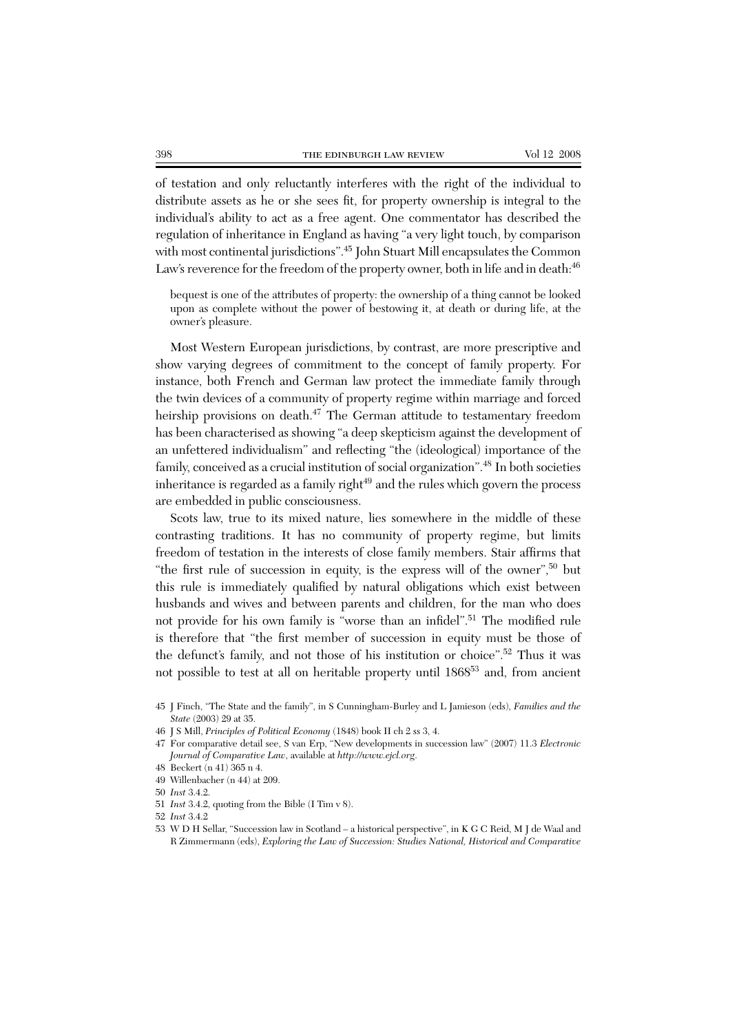of testation and only reluctantly interferes with the right of the individual to distribute assets as he or she sees fit, for property ownership is integral to the individual's ability to act as a free agent. One commentator has described the regulation of inheritance in England as having "a very light touch, by comparison with most continental jurisdictions".[45] John Stuart Mill encapsulates the Common Law's reverence for the freedom of the property owner, both in life and in death:[46]

> bequest is one of the attributes of property: the ownership of a thing cannot be looked upon as complete without the power of bestowing it, at death or during life, at the owner's pleasure.

Most Western European jurisdictions, by contrast, are more prescriptive and show varying degrees of commitment to the concept of family property. For instance, both French and German law protect the immediate family through the twin devices of a community of property regime within marriage and forced heirship provisions on death.[47] The German attitude to testamentary freedom has been characterised as showing "a deep skepticism against the development of an unfettered individualism" and reflecting "the (ideological) importance of the family, conceived as a crucial institution of social organization".[48] In both societies inheritance is regarded as a family right[49] and the rules which govern the process are embedded in public consciousness.

Scots law, true to its mixed nature, lies somewhere in the middle of these contrasting traditions. It has no community of property regime, but limits freedom of testation in the interests of close family members. Stair affirms that "the first rule of succession in equity, is the express will of the owner",[50] but this rule is immediately qualified by natural obligations which exist between husbands and wives and between parents and children, for the man who does not provide for his own family is "worse than an infidel".[51] The modified rule is therefore that "the first member of succession in equity must be those of the defunct's family, and not those of his institution or choice".[52] Thus it was not possible to test at all on heritable property until 1868[53] and, from ancient

45 J Finch, "The State and the family", in S Cunningham-Burley and L Jamieson (eds), *Families and the State* (2003) 29 at 35.

46 J S Mill, *Principles of Political Economy* (1848) book II ch 2 ss 3, 4.

47 For comparative detail see, S van Erp, "New developments in succession law" (2007) 11.3 *Electronic Journal of Comparative Law*, available at *http://www.ejcl.org*.

48 Beckert (n 41) 365 n 4.

49 Willenbacher (n 44) at 209.

50 *Inst* 3.4.2.

51 *Inst* 3.4.2, quoting from the Bible (I Tim v 8).

52 *Inst* 3.4.2

53 W D H Sellar, "Succession law in Scotland – a historical perspective", in K G C Reid, M J de Waal and R Zimmermann (eds), *Exploring the Law of Succession: Studies National, Historical and Comparative*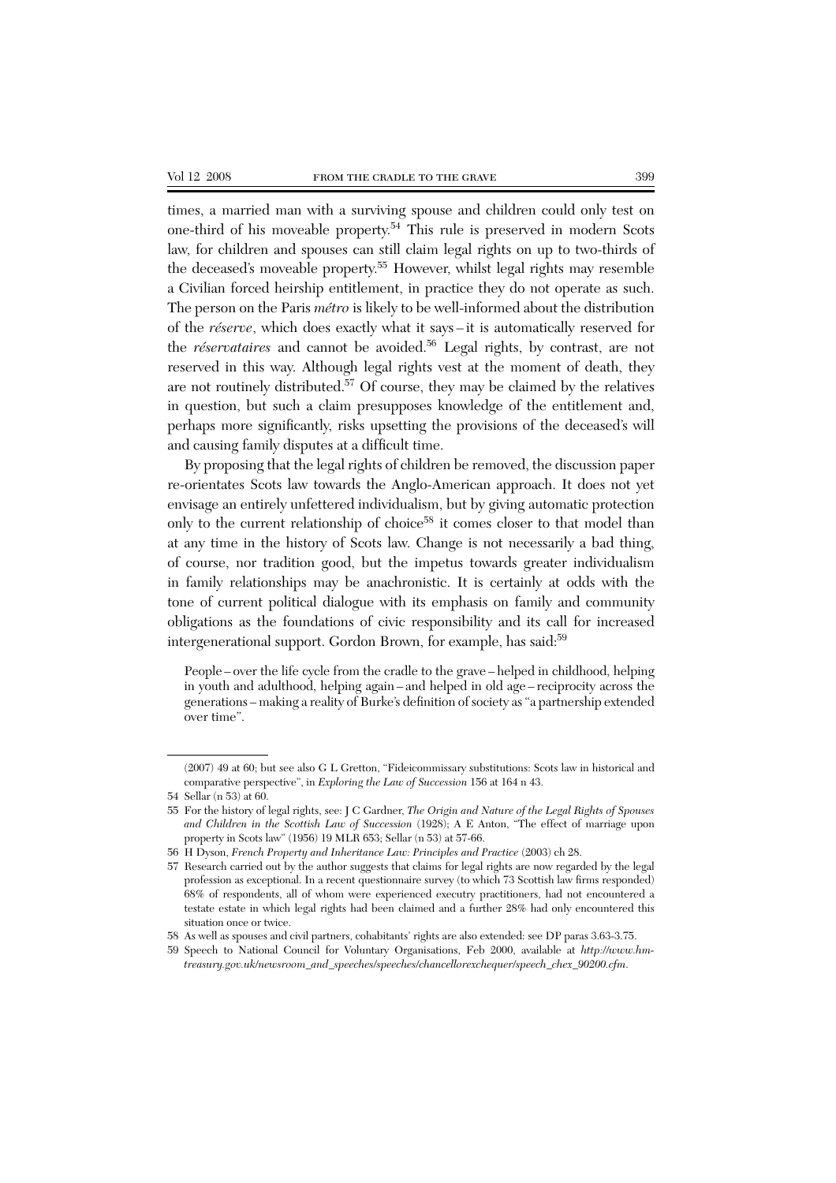times, a married man with a surviving spouse and children could only test on one-third of his moveable property.[54] This rule is preserved in modern Scots law, for children and spouses can still claim legal rights on up to two-thirds of the deceased's moveable property.[55] However, whilst legal rights may resemble a Civilian forced heirship entitlement, in practice they do not operate as such. The person on the Paris *métro* is likely to be well-informed about the distribution of the *réserve*, which does exactly what it says – it is automatically reserved for the *réservataires* and cannot be avoided.[56] Legal rights, by contrast, are not reserved in this way. Although legal rights vest at the moment of death, they are not routinely distributed.[57] Of course, they may be claimed by the relatives in question, but such a claim presupposes knowledge of the entitlement and, perhaps more significantly, risks upsetting the provisions of the deceased's will and causing family disputes at a difficult time.

By proposing that the legal rights of children be removed, the discussion paper re-orientates Scots law towards the Anglo-American approach. It does not yet envisage an entirely unfettered individualism, but by giving automatic protection only to the current relationship of choice[58] it comes closer to that model than at any time in the history of Scots law. Change is not necessarily a bad thing, of course, nor tradition good, but the impetus towards greater individualism in family relationships may be anachronistic. It is certainly at odds with the tone of current political dialogue with its emphasis on family and community obligations as the foundations of civic responsibility and its call for increased intergenerational support. Gordon Brown, for example, has said:[59]

> People – over the life cycle from the cradle to the grave – helped in childhood, helping in youth and adulthood, helping again – and helped in old age – reciprocity across the generations – making a reality of Burke's definition of society as "a partnership extended over time".

(2007) 49 at 60; but see also G L Gretton, "Fideicommissary substitutions: Scots law in historical and comparative perspective", in *Exploring the Law of Succession* 156 at 164 n 43.

54 Sellar (n 53) at 60.

55 For the history of legal rights, see: J C Gardner, *The Origin and Nature of the Legal Rights of Spouses and Children in the Scottish Law of Succession* (1928); A E Anton, "The effect of marriage upon property in Scots law" (1956) 19 MLR 653; Sellar (n 53) at 57-66.

56 H Dyson, *French Property and Inheritance Law: Principles and Practice* (2003) ch 28.

57 Research carried out by the author suggests that claims for legal rights are now regarded by the legal profession as exceptional. In a recent questionnaire survey (to which 73 Scottish law firms responded) 68% of respondents, all of whom were experienced executry practitioners, had not encountered a testate estate in which legal rights had been claimed and a further 28% had only encountered this situation once or twice.

58 As well as spouses and civil partners, cohabitants' rights are also extended: see DP paras 3.63-3.75.

59 Speech to National Council for Voluntary Organisations, Feb 2000, available at *http://www.hm-treasury.gov.uk/newsroom_and_speeches/speeches/chancellorexchequer/speech_chex_90200.cfm*.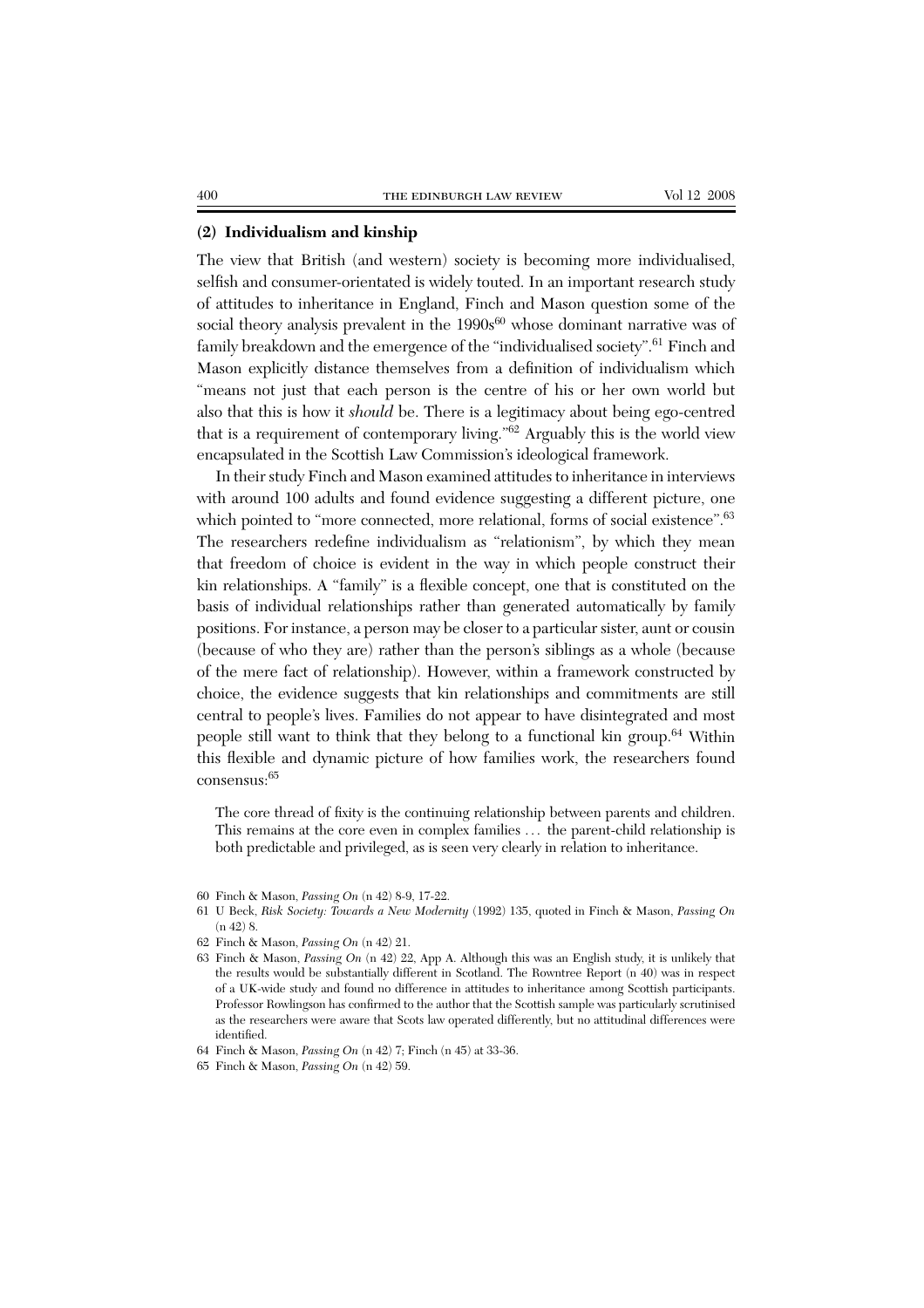### (2) Individualism and kinship

The view that British (and western) society is becoming more individualised, selfish and consumer-orientated is widely touted. In an important research study of attitudes to inheritance in England, Finch and Mason question some of the social theory analysis prevalent in the 1990s[60] whose dominant narrative was of family breakdown and the emergence of the "individualised society".[61] Finch and Mason explicitly distance themselves from a definition of individualism which "means not just that each person is the centre of his or her own world but also that this is how it *should* be. There is a legitimacy about being ego-centred that is a requirement of contemporary living."[62] Arguably this is the world view encapsulated in the Scottish Law Commission's ideological framework.

In their study Finch and Mason examined attitudes to inheritance in interviews with around 100 adults and found evidence suggesting a different picture, one which pointed to "more connected, more relational, forms of social existence".[63] The researchers redefine individualism as "relationism", by which they mean that freedom of choice is evident in the way in which people construct their kin relationships. A "family" is a flexible concept, one that is constituted on the basis of individual relationships rather than generated automatically by family positions. For instance, a person may be closer to a particular sister, aunt or cousin (because of who they are) rather than the person's siblings as a whole (because of the mere fact of relationship). However, within a framework constructed by choice, the evidence suggests that kin relationships and commitments are still central to people's lives. Families do not appear to have disintegrated and most people still want to think that they belong to a functional kin group.[64] Within this flexible and dynamic picture of how families work, the researchers found consensus:[65]

> The core thread of fixity is the continuing relationship between parents and children. This remains at the core even in complex families … the parent-child relationship is both predictable and privileged, as is seen very clearly in relation to inheritance.

60 Finch & Mason, *Passing On* (n 42) 8-9, 17-22.

61 U Beck, *Risk Society: Towards a New Modernity* (1992) 135, quoted in Finch & Mason, *Passing On* (n 42) 8.

62 Finch & Mason, *Passing On* (n 42) 21.

63 Finch & Mason, *Passing On* (n 42) 22, App A. Although this was an English study, it is unlikely that the results would be substantially different in Scotland. The Rowntree Report (n 40) was in respect of a UK-wide study and found no difference in attitudes to inheritance among Scottish participants. Professor Rowlingson has confirmed to the author that the Scottish sample was particularly scrutinised as the researchers were aware that Scots law operated differently, but no attitudinal differences were identified.

64 Finch & Mason, *Passing On* (n 42) 7; Finch (n 45) at 33-36.

65 Finch & Mason, *Passing On* (n 42) 59.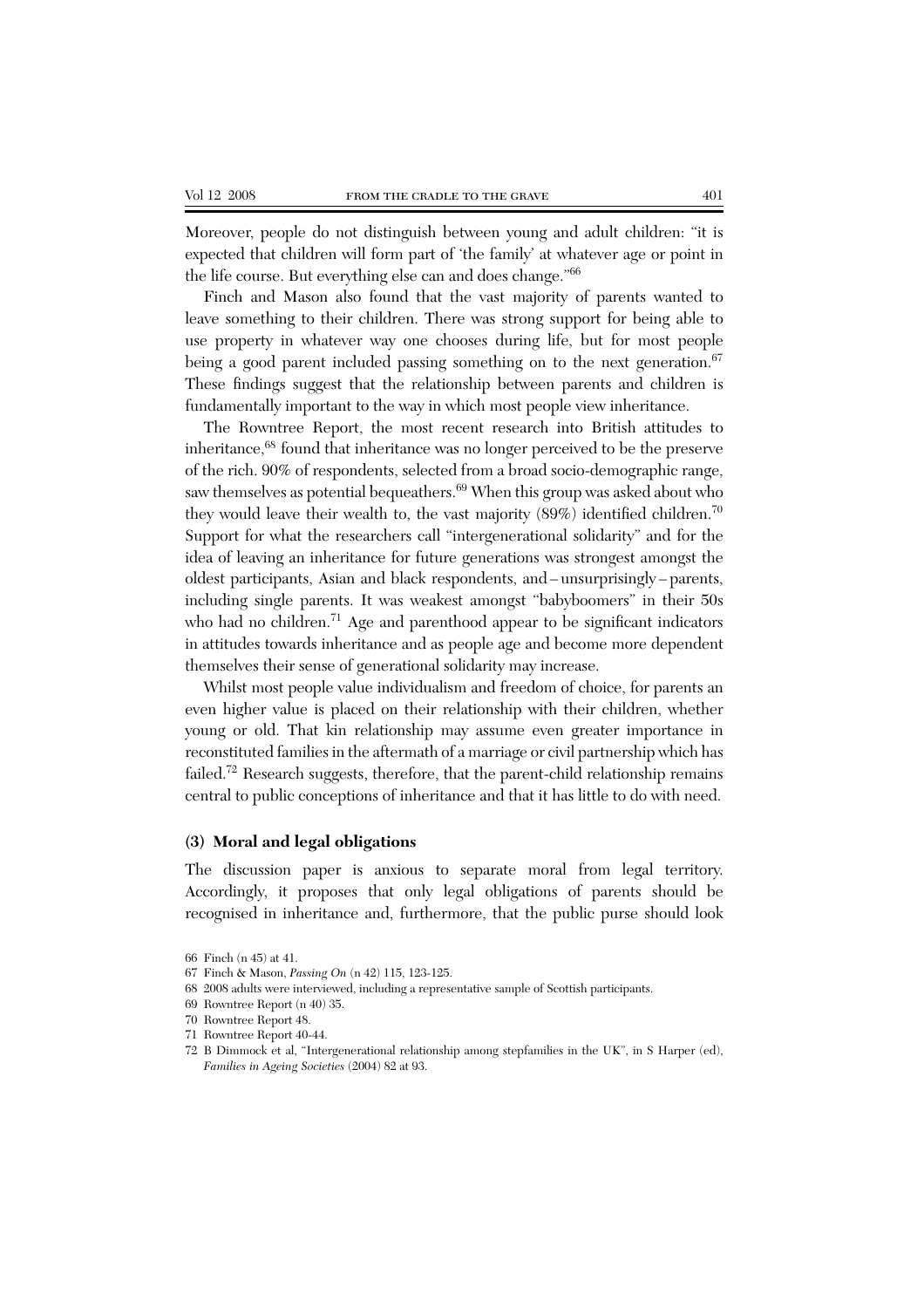Moreover, people do not distinguish between young and adult children: "it is expected that children will form part of 'the family' at whatever age or point in the life course. But everything else can and does change."[66]

Finch and Mason also found that the vast majority of parents wanted to leave something to their children. There was strong support for being able to use property in whatever way one chooses during life, but for most people being a good parent included passing something on to the next generation.[67] These findings suggest that the relationship between parents and children is fundamentally important to the way in which most people view inheritance.

The Rowntree Report, the most recent research into British attitudes to inheritance,[68] found that inheritance was no longer perceived to be the preserve of the rich. 90% of respondents, selected from a broad socio-demographic range, saw themselves as potential bequeathers.[69] When this group was asked about who they would leave their wealth to, the vast majority (89%) identified children.[70] Support for what the researchers call "intergenerational solidarity" and for the idea of leaving an inheritance for future generations was strongest amongst the oldest participants, Asian and black respondents, and – unsurprisingly – parents, including single parents. It was weakest amongst "babyboomers" in their 50s who had no children.[71] Age and parenthood appear to be significant indicators in attitudes towards inheritance and as people age and become more dependent themselves their sense of generational solidarity may increase.

Whilst most people value individualism and freedom of choice, for parents an even higher value is placed on their relationship with their children, whether young or old. That kin relationship may assume even greater importance in reconstituted families in the aftermath of a marriage or civil partnership which has failed.[72] Research suggests, therefore, that the parent-child relationship remains central to public conceptions of inheritance and that it has little to do with need.

### (3) Moral and legal obligations

The discussion paper is anxious to separate moral from legal territory. Accordingly, it proposes that only legal obligations of parents should be recognised in inheritance and, furthermore, that the public purse should look

66 Finch (n 45) at 41.

67 Finch & Mason, *Passing On* (n 42) 115, 123-125.

68 2008 adults were interviewed, including a representative sample of Scottish participants.

69 Rowntree Report (n 40) 35.

70 Rowntree Report 48.

71 Rowntree Report 40-44.

72 B Dimmock et al, "Intergenerational relationship among stepfamilies in the UK", in S Harper (ed), *Families in Ageing Societies* (2004) 82 at 93.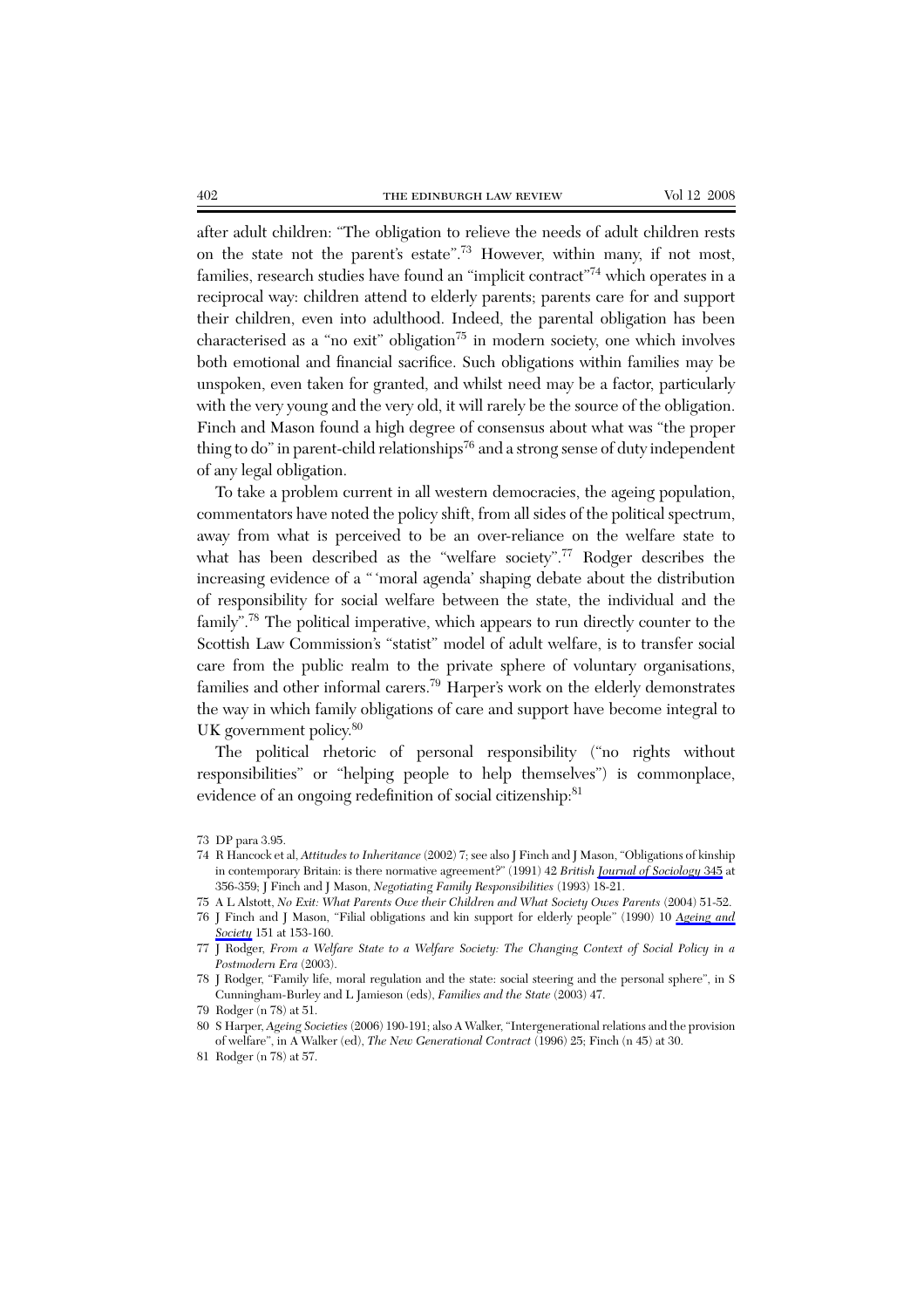after adult children: "The obligation to relieve the needs of adult children rests on the state not the parent's estate".[73] However, within many, if not most, families, research studies have found an "implicit contract"[74] which operates in a reciprocal way: children attend to elderly parents; parents care for and support their children, even into adulthood. Indeed, the parental obligation has been characterised as a "no exit" obligation[75] in modern society, one which involves both emotional and financial sacrifice. Such obligations within families may be unspoken, even taken for granted, and whilst need may be a factor, particularly with the very young and the very old, it will rarely be the source of the obligation. Finch and Mason found a high degree of consensus about what was "the proper thing to do" in parent-child relationships[76] and a strong sense of duty independent of any legal obligation.

To take a problem current in all western democracies, the ageing population, commentators have noted the policy shift, from all sides of the political spectrum, away from what is perceived to be an over-reliance on the welfare state to what has been described as the "welfare society".[77] Rodger describes the increasing evidence of a "'moral agenda' shaping debate about the distribution of responsibility for social welfare between the state, the individual and the family".[78] The political imperative, which appears to run directly counter to the Scottish Law Commission's "statist" model of adult welfare, is to transfer social care from the public realm to the private sphere of voluntary organisations, families and other informal carers.[79] Harper's work on the elderly demonstrates the way in which family obligations of care and support have become integral to UK government policy.[80]

The political rhetoric of personal responsibility ("no rights without responsibilities" or "helping people to help themselves") is commonplace, evidence of an ongoing redefinition of social citizenship:[81]

73 DP para 3.95.

74 R Hancock et al, *Attitudes to Inheritance* (2002) 7; see also J Finch and J Mason, "Obligations of kinship in contemporary Britain: is there normative agreement?" (1991) 42 *British Journal of Sociology* 345 at 356-359; J Finch and J Mason, *Negotiating Family Responsibilities* (1993) 18-21.

75 A L Alstott, *No Exit: What Parents Owe their Children and What Society Owes Parents* (2004) 51-52.

76 J Finch and J Mason, "Filial obligations and kin support for elderly people" (1990) 10 *Ageing and Society* 151 at 153-160.

77 J Rodger, *From a Welfare State to a Welfare Society: The Changing Context of Social Policy in a Postmodern Era* (2003).

78 J Rodger, "Family life, moral regulation and the state: social steering and the personal sphere", in S Cunningham-Burley and L Jamieson (eds), *Families and the State* (2003) 47.

79 Rodger (n 78) at 51.

80 S Harper, *Ageing Societies* (2006) 190-191; also A Walker, "Intergenerational relations and the provision of welfare", in A Walker (ed), *The New Generational Contract* (1996) 25; Finch (n 45) at 30.

81 Rodger (n 78) at 57.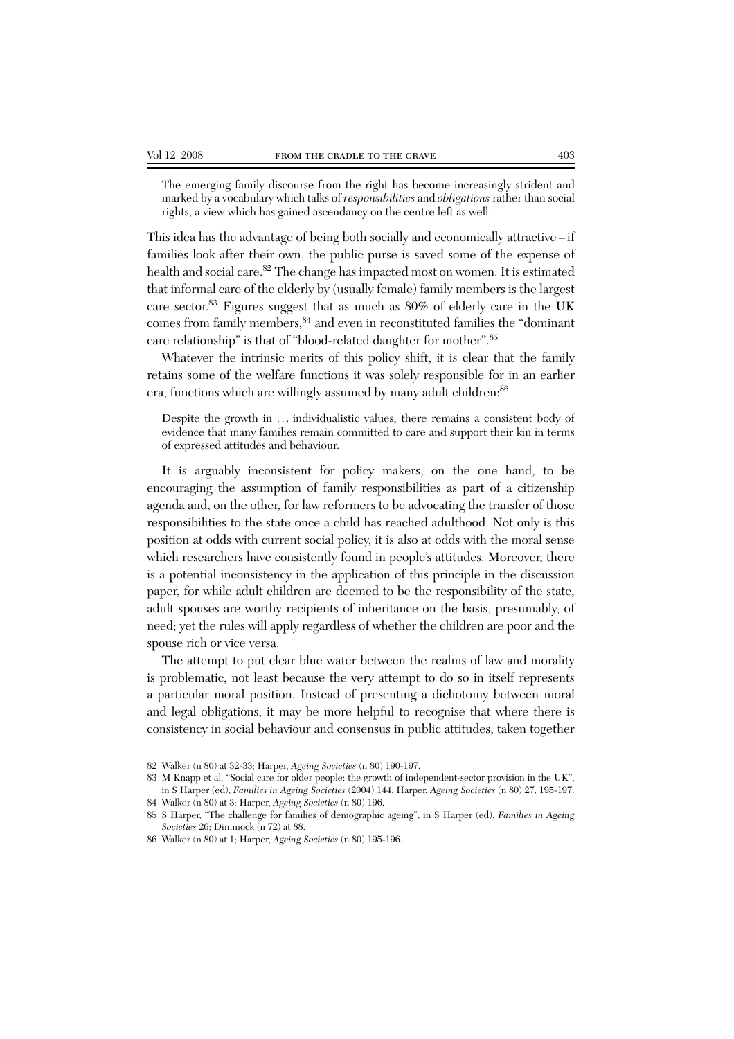> The emerging family discourse from the right has become increasingly strident and marked by a vocabulary which talks of *responsibilities* and *obligations* rather than social rights, a view which has gained ascendancy on the centre left as well.

This idea has the advantage of being both socially and economically attractive – if families look after their own, the public purse is saved some of the expense of health and social care.[82] The change has impacted most on women. It is estimated that informal care of the elderly by (usually female) family members is the largest care sector.[83] Figures suggest that as much as 80% of elderly care in the UK comes from family members,[84] and even in reconstituted families the "dominant care relationship" is that of "blood-related daughter for mother".[85]

Whatever the intrinsic merits of this policy shift, it is clear that the family retains some of the welfare functions it was solely responsible for in an earlier era, functions which are willingly assumed by many adult children:[86]

> Despite the growth in … individualistic values, there remains a consistent body of evidence that many families remain committed to care and support their kin in terms of expressed attitudes and behaviour.

It is arguably inconsistent for policy makers, on the one hand, to be encouraging the assumption of family responsibilities as part of a citizenship agenda and, on the other, for law reformers to be advocating the transfer of those responsibilities to the state once a child has reached adulthood. Not only is this position at odds with current social policy, it is also at odds with the moral sense which researchers have consistently found in people's attitudes. Moreover, there is a potential inconsistency in the application of this principle in the discussion paper, for while adult children are deemed to be the responsibility of the state, adult spouses are worthy recipients of inheritance on the basis, presumably, of need; yet the rules will apply regardless of whether the children are poor and the spouse rich or vice versa.

The attempt to put clear blue water between the realms of law and morality is problematic, not least because the very attempt to do so in itself represents a particular moral position. Instead of presenting a dichotomy between moral and legal obligations, it may be more helpful to recognise that where there is consistency in social behaviour and consensus in public attitudes, taken together

---

82 Walker (n 80) at 32-33; Harper, *Ageing Societies* (n 80) 190-197.

83 M Knapp et al, "Social care for older people: the growth of independent-sector provision in the UK", in S Harper (ed), *Families in Ageing Societies* (2004) 144; Harper, *Ageing Societies* (n 80) 27, 195-197.

84 Walker (n 80) at 3; Harper, *Ageing Societies* (n 80) 196.

85 S Harper, "The challenge for families of demographic ageing", in S Harper (ed), *Families in Ageing Societies* 26; Dimmock (n 72) at 88.

86 Walker (n 80) at 1; Harper, *Ageing Societies* (n 80) 195-196.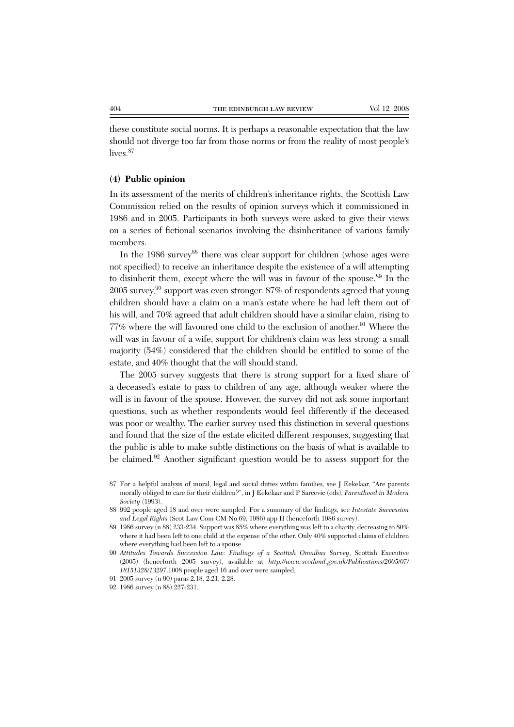these constitute social norms. It is perhaps a reasonable expectation that the law should not diverge too far from those norms or from the reality of most people's lives.[87]

### (4) Public opinion

In its assessment of the merits of children's inheritance rights, the Scottish Law Commission relied on the results of opinion surveys which it commissioned in 1986 and in 2005. Participants in both surveys were asked to give their views on a series of fictional scenarios involving the disinheritance of various family members.

In the 1986 survey[88] there was clear support for children (whose ages were not specified) to receive an inheritance despite the existence of a will attempting to disinherit them, except where the will was in favour of the spouse.[89] In the 2005 survey,[90] support was even stronger. 87% of respondents agreed that young children should have a claim on a man's estate where he had left them out of his will, and 70% agreed that adult children should have a similar claim, rising to 77% where the will favoured one child to the exclusion of another.[91] Where the will was in favour of a wife, support for children's claim was less strong: a small majority (54%) considered that the children should be entitled to some of the estate, and 40% thought that the will should stand.

The 2005 survey suggests that there is strong support for a fixed share of a deceased's estate to pass to children of any age, although weaker where the will is in favour of the spouse. However, the survey did not ask some important questions, such as whether respondents would feel differently if the deceased was poor or wealthy. The earlier survey used this distinction in several questions and found that the size of the estate elicited different responses, suggesting that the public is able to make subtle distinctions on the basis of what is available to be claimed.[92] Another significant question would be to assess support for the

---

87 For a helpful analysis of moral, legal and social duties within families, see J Eekelaar, "Are parents morally obliged to care for their children?", in J Eekelaar and P Sarcevic (eds), *Parenthood in Modern Society* (1993).

88 992 people aged 18 and over were sampled. For a summary of the findings, see *Intestate Succession and Legal Rights* (Scot Law Com CM No 69, 1986) app II (henceforth 1986 survey).

89 1986 survey (n 88) 233-234. Support was 85% where everything was left to a charity, decreasing to 80% where it had been left to one child at the expense of the other. Only 40% supported claims of children where everything had been left to a spouse.

90 *Attitudes Towards Succession Law: Findings of a Scottish Omnibus Survey*, Scottish Executive (2005) (henceforth 2005 survey), available at *http://www.scotland.gov.uk/Publications/2005/07/18151328/13297*.1008 people aged 16 and over were sampled.

91 2005 survey (n 90) paras 2.18, 2.21, 2.28.

92 1986 survey (n 88) 227-231.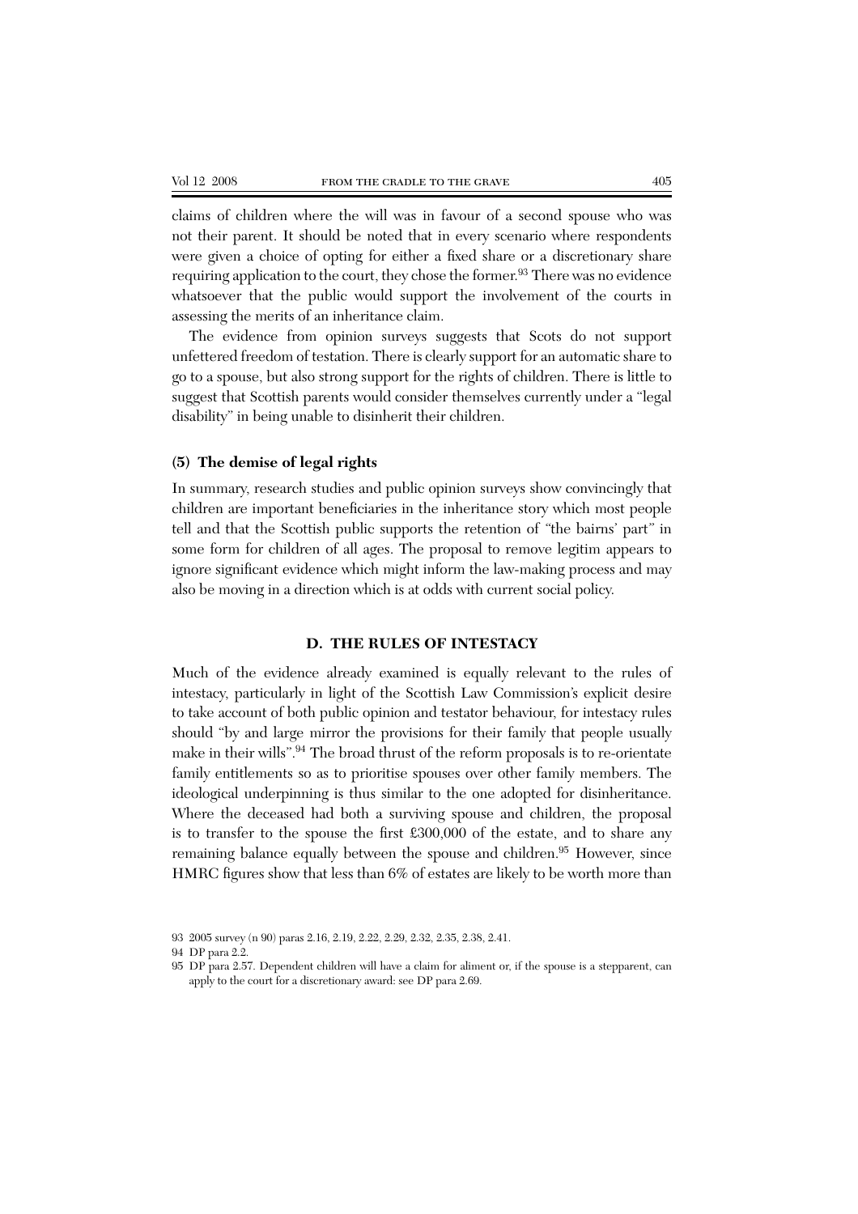claims of children where the will was in favour of a second spouse who was not their parent. It should be noted that in every scenario where respondents were given a choice of opting for either a fixed share or a discretionary share requiring application to the court, they chose the former.[93] There was no evidence whatsoever that the public would support the involvement of the courts in assessing the merits of an inheritance claim.

The evidence from opinion surveys suggests that Scots do not support unfettered freedom of testation. There is clearly support for an automatic share to go to a spouse, but also strong support for the rights of children. There is little to suggest that Scottish parents would consider themselves currently under a "legal disability" in being unable to disinherit their children.

### (5) The demise of legal rights

In summary, research studies and public opinion surveys show convincingly that children are important beneficiaries in the inheritance story which most people tell and that the Scottish public supports the retention of "the bairns' part" in some form for children of all ages. The proposal to remove legitim appears to ignore significant evidence which might inform the law-making process and may also be moving in a direction which is at odds with current social policy.

## D. THE RULES OF INTESTACY

Much of the evidence already examined is equally relevant to the rules of intestacy, particularly in light of the Scottish Law Commission's explicit desire to take account of both public opinion and testator behaviour, for intestacy rules should "by and large mirror the provisions for their family that people usually make in their wills".[94] The broad thrust of the reform proposals is to re-orientate family entitlements so as to prioritise spouses over other family members. The ideological underpinning is thus similar to the one adopted for disinheritance. Where the deceased had both a surviving spouse and children, the proposal is to transfer to the spouse the first £300,000 of the estate, and to share any remaining balance equally between the spouse and children.[95] However, since HMRC figures show that less than 6% of estates are likely to be worth more than

93 2005 survey (n 90) paras 2.16, 2.19, 2.22, 2.29, 2.32, 2.35, 2.38, 2.41.

94 DP para 2.2.

95 DP para 2.57. Dependent children will have a claim for aliment or, if the spouse is a stepparent, can apply to the court for a discretionary award: see DP para 2.69.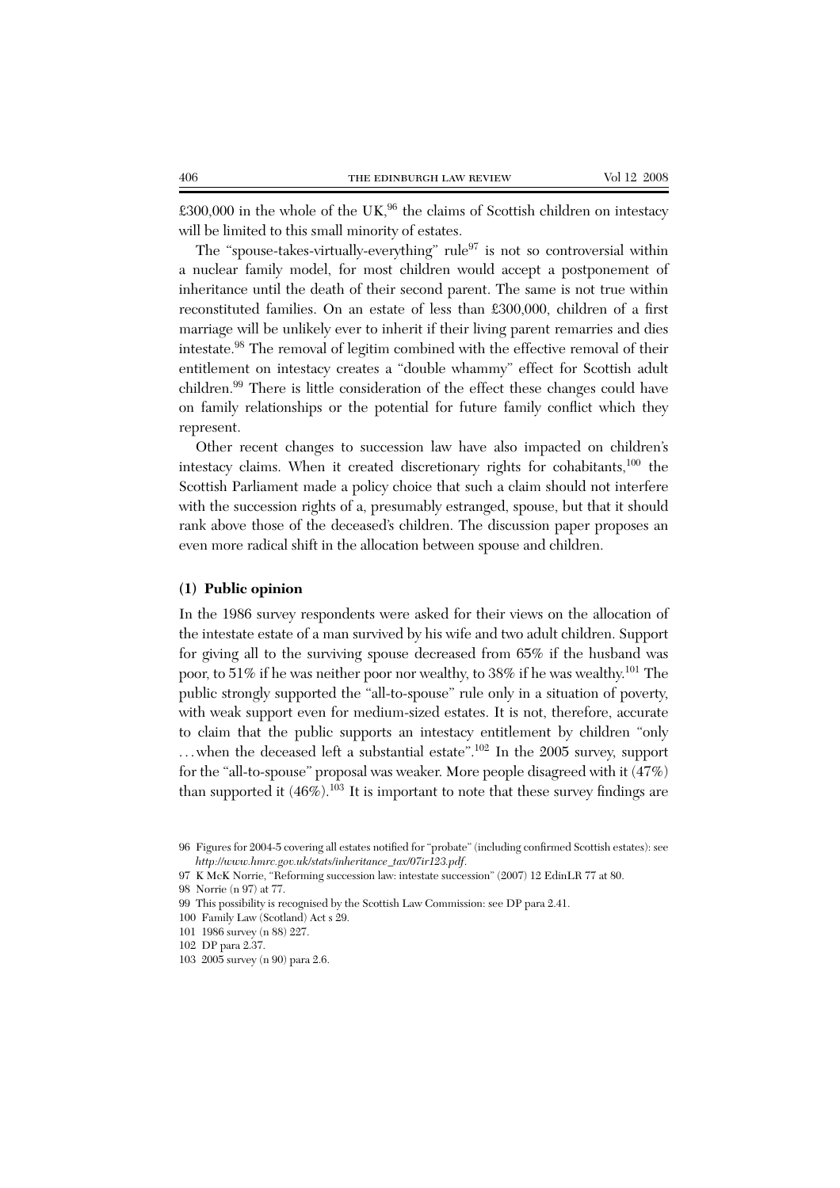£300,000 in the whole of the UK,[96] the claims of Scottish children on intestacy will be limited to this small minority of estates.

The "spouse-takes-virtually-everything" rule[97] is not so controversial within a nuclear family model, for most children would accept a postponement of inheritance until the death of their second parent. The same is not true within reconstituted families. On an estate of less than £300,000, children of a first marriage will be unlikely ever to inherit if their living parent remarries and dies intestate.[98] The removal of legitim combined with the effective removal of their entitlement on intestacy creates a "double whammy" effect for Scottish adult children.[99] There is little consideration of the effect these changes could have on family relationships or the potential for future family conflict which they represent.

Other recent changes to succession law have also impacted on children's intestacy claims. When it created discretionary rights for cohabitants,[100] the Scottish Parliament made a policy choice that such a claim should not interfere with the succession rights of a, presumably estranged, spouse, but that it should rank above those of the deceased's children. The discussion paper proposes an even more radical shift in the allocation between spouse and children.

### (1) Public opinion

In the 1986 survey respondents were asked for their views on the allocation of the intestate estate of a man survived by his wife and two adult children. Support for giving all to the surviving spouse decreased from 65% if the husband was poor, to 51% if he was neither poor nor wealthy, to 38% if he was wealthy.[101] The public strongly supported the "all-to-spouse" rule only in a situation of poverty, with weak support even for medium-sized estates. It is not, therefore, accurate to claim that the public supports an intestacy entitlement by children "only . . . when the deceased left a substantial estate".[102] In the 2005 survey, support for the "all-to-spouse" proposal was weaker. More people disagreed with it (47%) than supported it (46%).[103] It is important to note that these survey findings are

96 Figures for 2004-5 covering all estates notified for "probate" (including confirmed Scottish estates): see *http://www.hmrc.gov.uk/stats/inheritance_tax/07ir123.pdf*.

97 K McK Norrie, "Reforming succession law: intestate succession" (2007) 12 EdinLR 77 at 80.

98 Norrie (n 97) at 77.

99 This possibility is recognised by the Scottish Law Commission: see DP para 2.41.

100 Family Law (Scotland) Act s 29.

101 1986 survey (n 88) 227.

102 DP para 2.37.

103 2005 survey (n 90) para 2.6.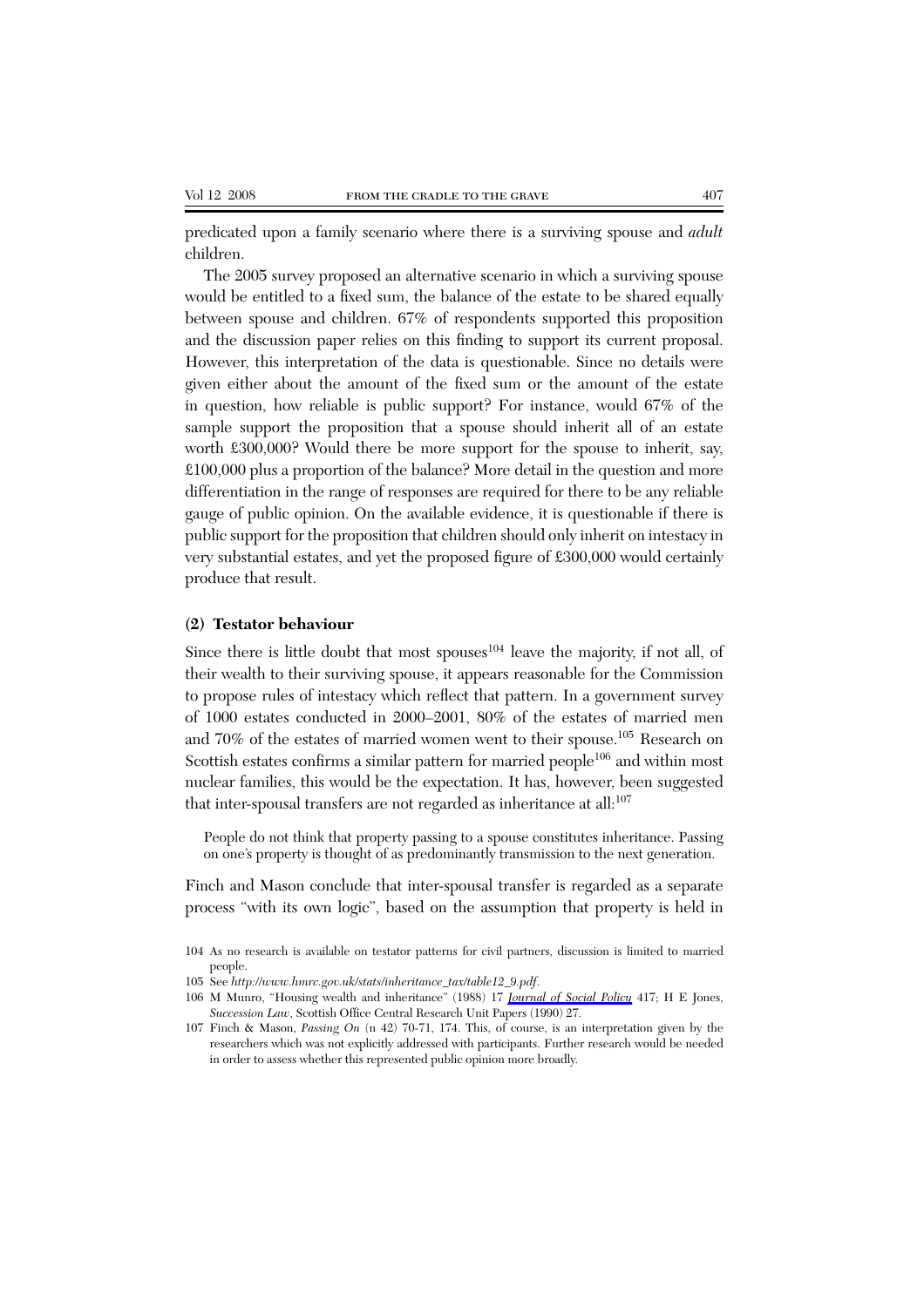predicated upon a family scenario where there is a surviving spouse and *adult* children.

The 2005 survey proposed an alternative scenario in which a surviving spouse would be entitled to a fixed sum, the balance of the estate to be shared equally between spouse and children. 67% of respondents supported this proposition and the discussion paper relies on this finding to support its current proposal. However, this interpretation of the data is questionable. Since no details were given either about the amount of the fixed sum or the amount of the estate in question, how reliable is public support? For instance, would 67% of the sample support the proposition that a spouse should inherit all of an estate worth £300,000? Would there be more support for the spouse to inherit, say, £100,000 plus a proportion of the balance? More detail in the question and more differentiation in the range of responses are required for there to be any reliable gauge of public opinion. On the available evidence, it is questionable if there is public support for the proposition that children should only inherit on intestacy in very substantial estates, and yet the proposed figure of £300,000 would certainly produce that result.

### (2) Testator behaviour

Since there is little doubt that most spouses[104] leave the majority, if not all, of their wealth to their surviving spouse, it appears reasonable for the Commission to propose rules of intestacy which reflect that pattern. In a government survey of 1000 estates conducted in 2000–2001, 80% of the estates of married men and 70% of the estates of married women went to their spouse.[105] Research on Scottish estates confirms a similar pattern for married people[106] and within most nuclear families, this would be the expectation. It has, however, been suggested that inter-spousal transfers are not regarded as inheritance at all:[107]

> People do not think that property passing to a spouse constitutes inheritance. Passing on one's property is thought of as predominantly transmission to the next generation.

Finch and Mason conclude that inter-spousal transfer is regarded as a separate process "with its own logic", based on the assumption that property is held in

104 As no research is available on testator patterns for civil partners, discussion is limited to married people.

105 See *http://www.hmrc.gov.uk/stats/inheritance_tax/table12_9.pdf*.

106 M Munro, "Housing wealth and inheritance" (1988) 17 *Journal of Social Policy* 417; H E Jones, *Succession Law*, Scottish Office Central Research Unit Papers (1990) 27.

107 Finch & Mason, *Passing On* (n 42) 70-71, 174. This, of course, is an interpretation given by the researchers which was not explicitly addressed with participants. Further research would be needed in order to assess whether this represented public opinion more broadly.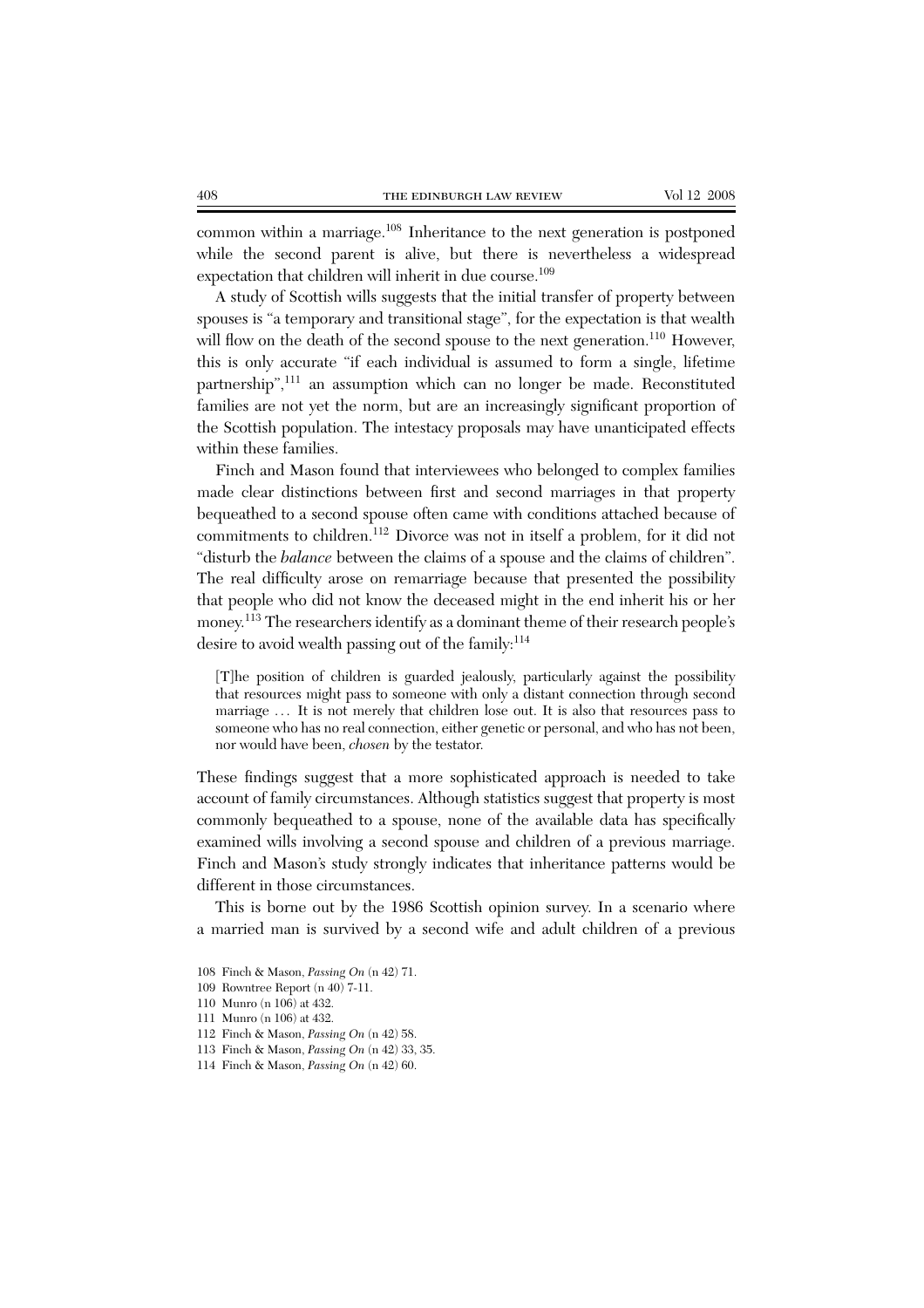common within a marriage.[108] Inheritance to the next generation is postponed while the second parent is alive, but there is nevertheless a widespread expectation that children will inherit in due course.[109]

A study of Scottish wills suggests that the initial transfer of property between spouses is "a temporary and transitional stage", for the expectation is that wealth will flow on the death of the second spouse to the next generation.[110] However, this is only accurate "if each individual is assumed to form a single, lifetime partnership",[111] an assumption which can no longer be made. Reconstituted families are not yet the norm, but are an increasingly significant proportion of the Scottish population. The intestacy proposals may have unanticipated effects within these families.

Finch and Mason found that interviewees who belonged to complex families made clear distinctions between first and second marriages in that property bequeathed to a second spouse often came with conditions attached because of commitments to children.[112] Divorce was not in itself a problem, for it did not "disturb the *balance* between the claims of a spouse and the claims of children". The real difficulty arose on remarriage because that presented the possibility that people who did not know the deceased might in the end inherit his or her money.[113] The researchers identify as a dominant theme of their research people's desire to avoid wealth passing out of the family:[114]

> [T]he position of children is guarded jealously, particularly against the possibility that resources might pass to someone with only a distant connection through second marriage … It is not merely that children lose out. It is also that resources pass to someone who has no real connection, either genetic or personal, and who has not been, nor would have been, *chosen* by the testator.

These findings suggest that a more sophisticated approach is needed to take account of family circumstances. Although statistics suggest that property is most commonly bequeathed to a spouse, none of the available data has specifically examined wills involving a second spouse and children of a previous marriage. Finch and Mason's study strongly indicates that inheritance patterns would be different in those circumstances.

This is borne out by the 1986 Scottish opinion survey. In a scenario where a married man is survived by a second wife and adult children of a previous

108 Finch & Mason, *Passing On* (n 42) 71.
109 Rowntree Report (n 40) 7-11.
110 Munro (n 106) at 432.
111 Munro (n 106) at 432.
112 Finch & Mason, *Passing On* (n 42) 58.
113 Finch & Mason, *Passing On* (n 42) 33, 35.
114 Finch & Mason, *Passing On* (n 42) 60.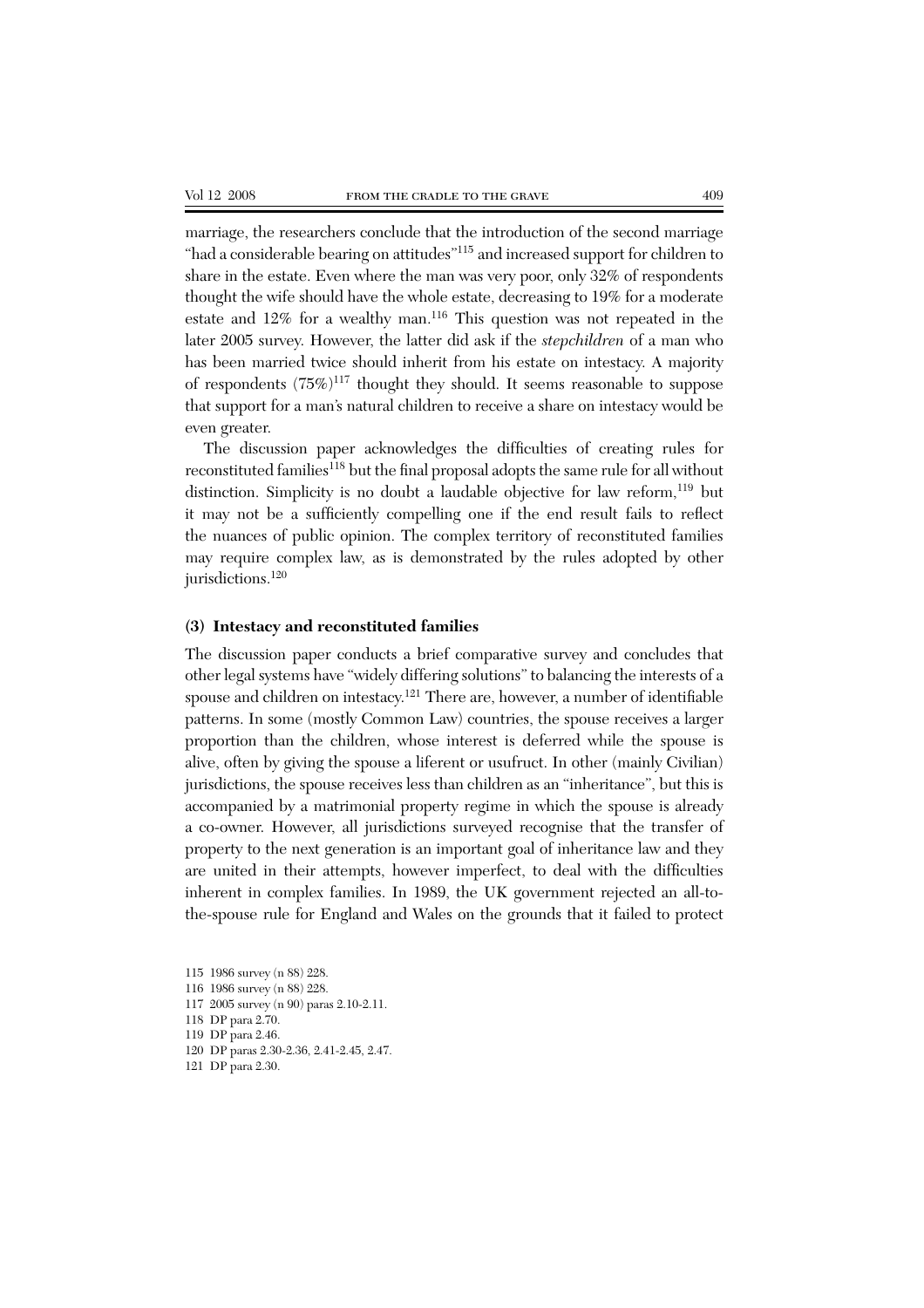marriage, the researchers conclude that the introduction of the second marriage "had a considerable bearing on attitudes"[115] and increased support for children to share in the estate. Even where the man was very poor, only 32% of respondents thought the wife should have the whole estate, decreasing to 19% for a moderate estate and 12% for a wealthy man.[116] This question was not repeated in the later 2005 survey. However, the latter did ask if the *stepchildren* of a man who has been married twice should inherit from his estate on intestacy. A majority of respondents (75%)[117] thought they should. It seems reasonable to suppose that support for a man's natural children to receive a share on intestacy would be even greater.

The discussion paper acknowledges the difficulties of creating rules for reconstituted families[118] but the final proposal adopts the same rule for all without distinction. Simplicity is no doubt a laudable objective for law reform,[119] but it may not be a sufficiently compelling one if the end result fails to reflect the nuances of public opinion. The complex territory of reconstituted families may require complex law, as is demonstrated by the rules adopted by other jurisdictions.[120]

### (3) Intestacy and reconstituted families

The discussion paper conducts a brief comparative survey and concludes that other legal systems have "widely differing solutions" to balancing the interests of a spouse and children on intestacy.[121] There are, however, a number of identifiable patterns. In some (mostly Common Law) countries, the spouse receives a larger proportion than the children, whose interest is deferred while the spouse is alive, often by giving the spouse a liferent or usufruct. In other (mainly Civilian) jurisdictions, the spouse receives less than children as an "inheritance", but this is accompanied by a matrimonial property regime in which the spouse is already a co-owner. However, all jurisdictions surveyed recognise that the transfer of property to the next generation is an important goal of inheritance law and they are united in their attempts, however imperfect, to deal with the difficulties inherent in complex families. In 1989, the UK government rejected an all-to-the-spouse rule for England and Wales on the grounds that it failed to protect

115 1986 survey (n 88) 228.
116 1986 survey (n 88) 228.
117 2005 survey (n 90) paras 2.10-2.11.
118 DP para 2.70.
119 DP para 2.46.
120 DP paras 2.30-2.36, 2.41-2.45, 2.47.
121 DP para 2.30.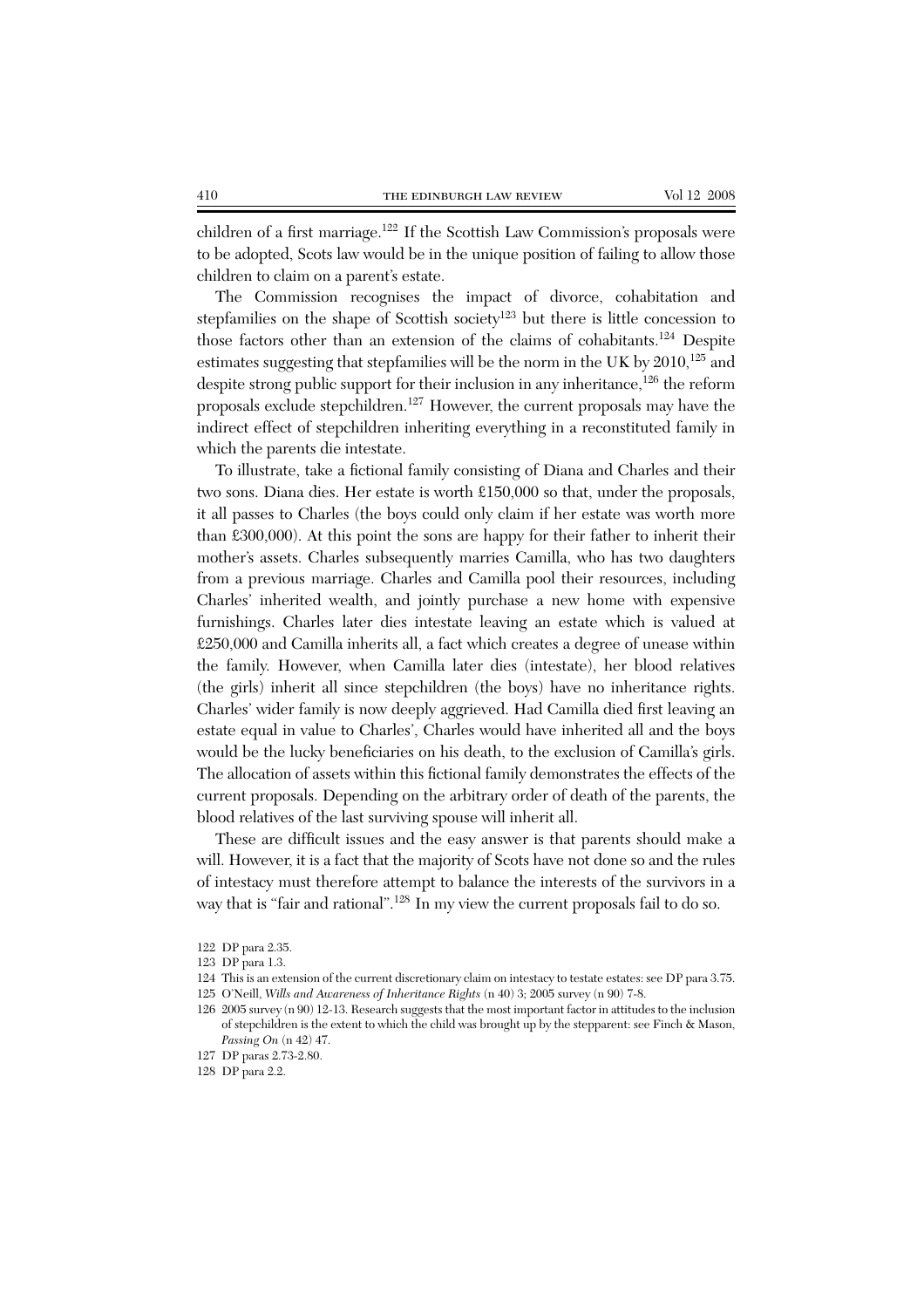children of a first marriage.[122] If the Scottish Law Commission's proposals were to be adopted, Scots law would be in the unique position of failing to allow those children to claim on a parent's estate.

The Commission recognises the impact of divorce, cohabitation and stepfamilies on the shape of Scottish society[123] but there is little concession to those factors other than an extension of the claims of cohabitants.[124] Despite estimates suggesting that stepfamilies will be the norm in the UK by 2010,[125] and despite strong public support for their inclusion in any inheritance,[126] the reform proposals exclude stepchildren.[127] However, the current proposals may have the indirect effect of stepchildren inheriting everything in a reconstituted family in which the parents die intestate.

To illustrate, take a fictional family consisting of Diana and Charles and their two sons. Diana dies. Her estate is worth £150,000 so that, under the proposals, it all passes to Charles (the boys could only claim if her estate was worth more than £300,000). At this point the sons are happy for their father to inherit their mother's assets. Charles subsequently marries Camilla, who has two daughters from a previous marriage. Charles and Camilla pool their resources, including Charles' inherited wealth, and jointly purchase a new home with expensive furnishings. Charles later dies intestate leaving an estate which is valued at £250,000 and Camilla inherits all, a fact which creates a degree of unease within the family. However, when Camilla later dies (intestate), her blood relatives (the girls) inherit all since stepchildren (the boys) have no inheritance rights. Charles' wider family is now deeply aggrieved. Had Camilla died first leaving an estate equal in value to Charles', Charles would have inherited all and the boys would be the lucky beneficiaries on his death, to the exclusion of Camilla's girls. The allocation of assets within this fictional family demonstrates the effects of the current proposals. Depending on the arbitrary order of death of the parents, the blood relatives of the last surviving spouse will inherit all.

These are difficult issues and the easy answer is that parents should make a will. However, it is a fact that the majority of Scots have not done so and the rules of intestacy must therefore attempt to balance the interests of the survivors in a way that is "fair and rational".[128] In my view the current proposals fail to do so.

122 DP para 2.35.

123 DP para 1.3.

124 This is an extension of the current discretionary claim on intestacy to testate estates: see DP para 3.75.

125 O'Neill, *Wills and Awareness of Inheritance Rights* (n 40) 3; 2005 survey (n 90) 7-8.

126 2005 survey (n 90) 12-13. Research suggests that the most important factor in attitudes to the inclusion of stepchildren is the extent to which the child was brought up by the stepparent: see Finch & Mason, *Passing On* (n 42) 47.

127 DP paras 2.73-2.80.

128 DP para 2.2.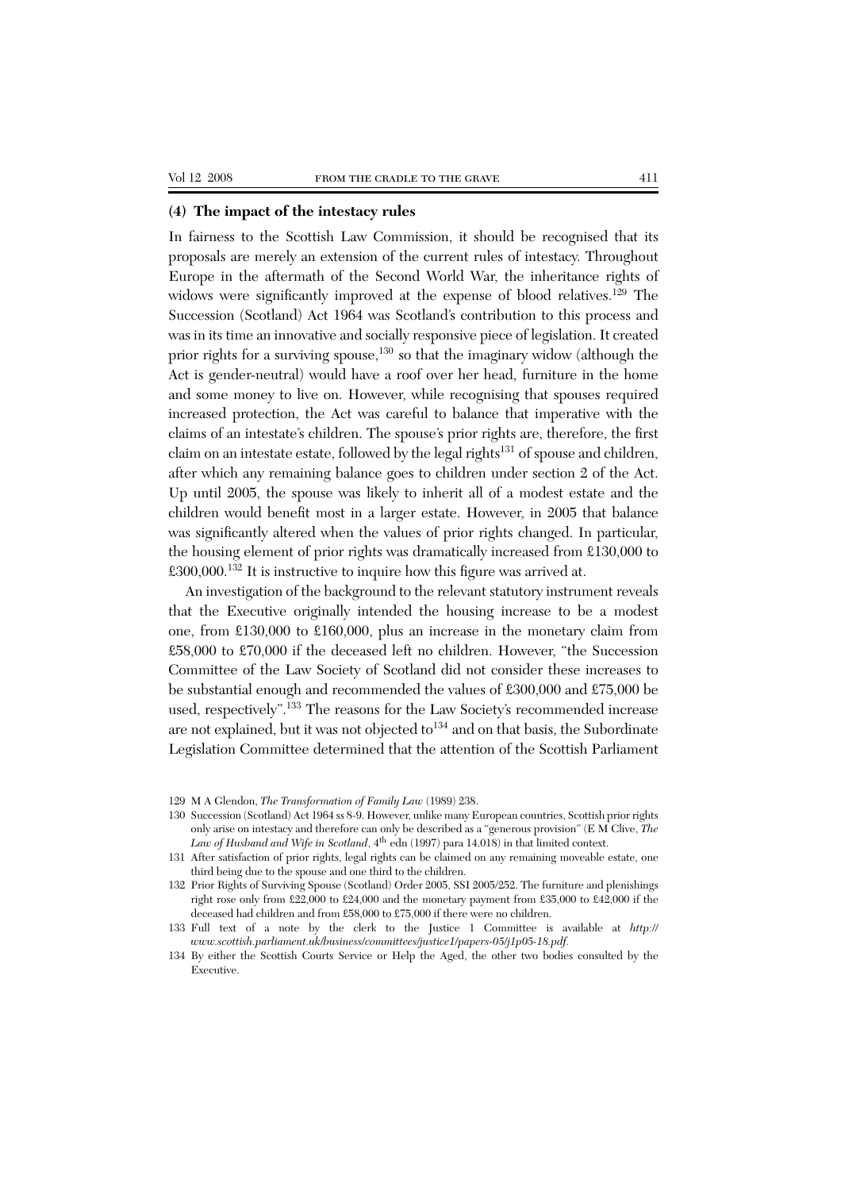### (4) The impact of the intestacy rules

In fairness to the Scottish Law Commission, it should be recognised that its proposals are merely an extension of the current rules of intestacy. Throughout Europe in the aftermath of the Second World War, the inheritance rights of widows were significantly improved at the expense of blood relatives.[129] The Succession (Scotland) Act 1964 was Scotland's contribution to this process and was in its time an innovative and socially responsive piece of legislation. It created prior rights for a surviving spouse,[130] so that the imaginary widow (although the Act is gender-neutral) would have a roof over her head, furniture in the home and some money to live on. However, while recognising that spouses required increased protection, the Act was careful to balance that imperative with the claims of an intestate's children. The spouse's prior rights are, therefore, the first claim on an intestate estate, followed by the legal rights[131] of spouse and children, after which any remaining balance goes to children under section 2 of the Act. Up until 2005, the spouse was likely to inherit all of a modest estate and the children would benefit most in a larger estate. However, in 2005 that balance was significantly altered when the values of prior rights changed. In particular, the housing element of prior rights was dramatically increased from £130,000 to £300,000.[132] It is instructive to inquire how this figure was arrived at.

An investigation of the background to the relevant statutory instrument reveals that the Executive originally intended the housing increase to be a modest one, from £130,000 to £160,000, plus an increase in the monetary claim from £58,000 to £70,000 if the deceased left no children. However, "the Succession Committee of the Law Society of Scotland did not consider these increases to be substantial enough and recommended the values of £300,000 and £75,000 be used, respectively".[133] The reasons for the Law Society's recommended increase are not explained, but it was not objected to[134] and on that basis, the Subordinate Legislation Committee determined that the attention of the Scottish Parliament

---

129 M A Glendon, *The Transformation of Family Law* (1989) 238.

130 Succession (Scotland) Act 1964 ss 8-9. However, unlike many European countries, Scottish prior rights only arise on intestacy and therefore can only be described as a "generous provision" (E M Clive, *The Law of Husband and Wife in Scotland*, 4th edn (1997) para 14.018) in that limited context.

131 After satisfaction of prior rights, legal rights can be claimed on any remaining moveable estate, one third being due to the spouse and one third to the children.

132 Prior Rights of Surviving Spouse (Scotland) Order 2005, SSI 2005/252. The furniture and plenishings right rose only from £22,000 to £24,000 and the monetary payment from £35,000 to £42,000 if the deceased had children and from £58,000 to £75,000 if there were no children.

133 Full text of a note by the clerk to the Justice 1 Committee is available at *http://www.scottish.parliament.uk/business/committees/justice1/papers-05/j1p05-18.pdf*.

134 By either the Scottish Courts Service or Help the Aged, the other two bodies consulted by the Executive.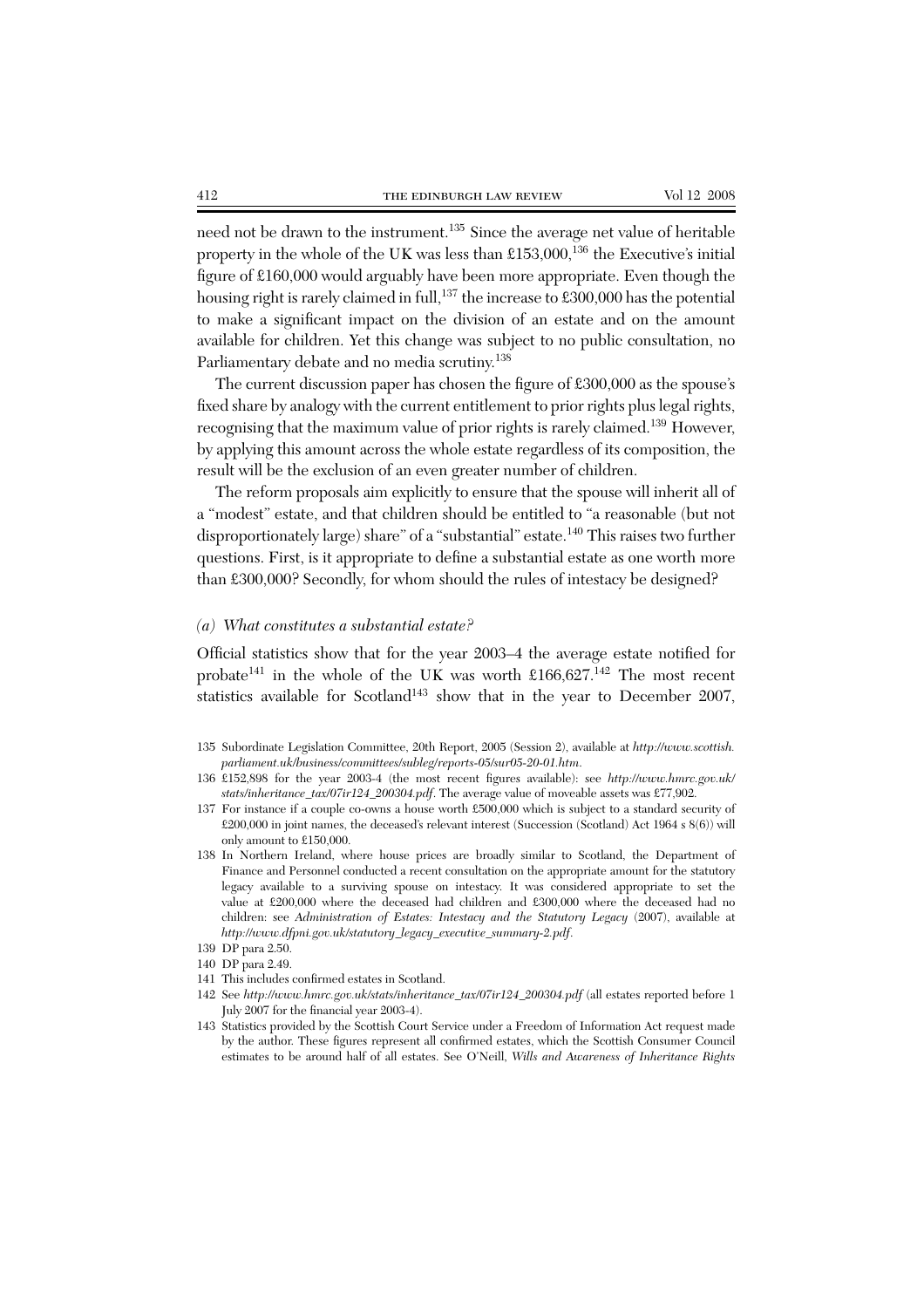need not be drawn to the instrument.[135] Since the average net value of heritable property in the whole of the UK was less than £153,000,[136] the Executive's initial figure of £160,000 would arguably have been more appropriate. Even though the housing right is rarely claimed in full,[137] the increase to £300,000 has the potential to make a significant impact on the division of an estate and on the amount available for children. Yet this change was subject to no public consultation, no Parliamentary debate and no media scrutiny.[138]

The current discussion paper has chosen the figure of £300,000 as the spouse's fixed share by analogy with the current entitlement to prior rights plus legal rights, recognising that the maximum value of prior rights is rarely claimed.[139] However, by applying this amount across the whole estate regardless of its composition, the result will be the exclusion of an even greater number of children.

The reform proposals aim explicitly to ensure that the spouse will inherit all of a "modest" estate, and that children should be entitled to "a reasonable (but not disproportionately large) share" of a "substantial" estate.[140] This raises two further questions. First, is it appropriate to define a substantial estate as one worth more than £300,000? Secondly, for whom should the rules of intestacy be designed?

### *(a) What constitutes a substantial estate?*

Official statistics show that for the year 2003–4 the average estate notified for probate[141] in the whole of the UK was worth £166,627.[142] The most recent statistics available for Scotland[143] show that in the year to December 2007,

135 Subordinate Legislation Committee, 20th Report, 2005 (Session 2), available at *http://www.scottish.parliament.uk/business/committees/subleg/reports-05/sur05-20-01.htm*.

136 £152,898 for the year 2003-4 (the most recent figures available): see *http://www.hmrc.gov.uk/stats/inheritance_tax/07ir124_200304.pdf*. The average value of moveable assets was £77,902.

137 For instance if a couple co-owns a house worth £500,000 which is subject to a standard security of £200,000 in joint names, the deceased's relevant interest (Succession (Scotland) Act 1964 s 8(6)) will only amount to £150,000.

138 In Northern Ireland, where house prices are broadly similar to Scotland, the Department of Finance and Personnel conducted a recent consultation on the appropriate amount for the statutory legacy available to a surviving spouse on intestacy. It was considered appropriate to set the value at £200,000 where the deceased had children and £300,000 where the deceased had no children: see *Administration of Estates: Intestacy and the Statutory Legacy* (2007), available at *http://www.dfpni.gov.uk/statutory_legacy_executive_summary-2.pdf*.

139 DP para 2.50.

140 DP para 2.49.

141 This includes confirmed estates in Scotland.

142 See *http://www.hmrc.gov.uk/stats/inheritance_tax/07ir124_200304.pdf* (all estates reported before 1 July 2007 for the financial year 2003-4).

143 Statistics provided by the Scottish Court Service under a Freedom of Information Act request made by the author. These figures represent all confirmed estates, which the Scottish Consumer Council estimates to be around half of all estates. See O'Neill, *Wills and Awareness of Inheritance Rights*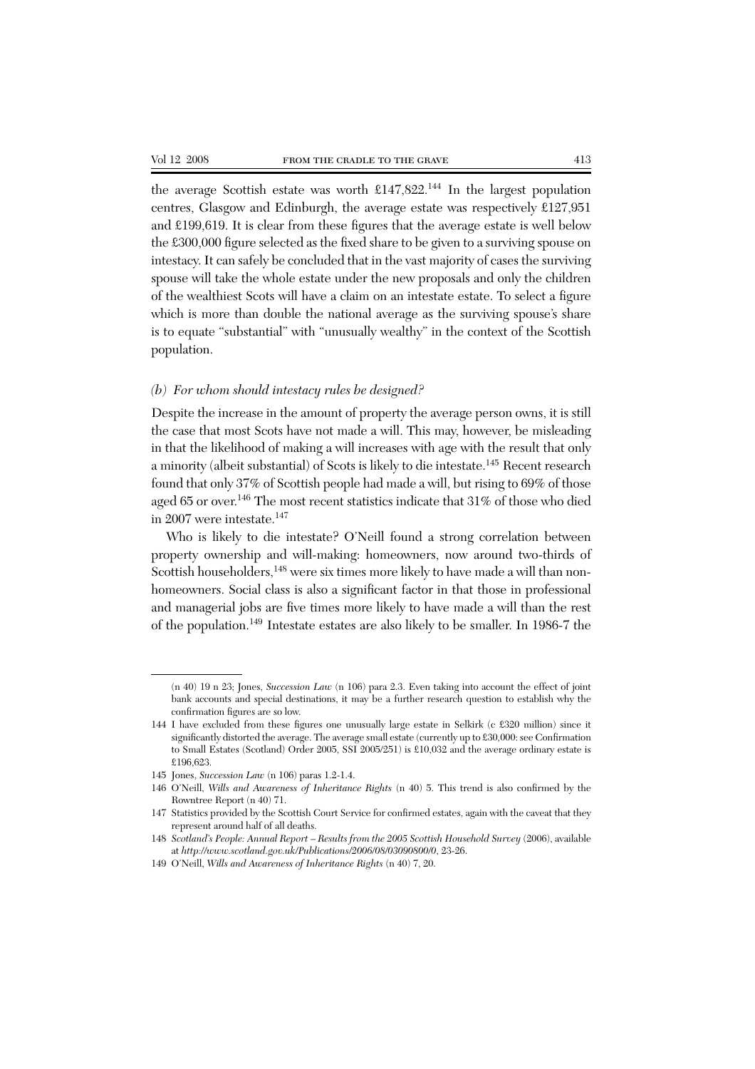the average Scottish estate was worth £147,822.[144] In the largest population centres, Glasgow and Edinburgh, the average estate was respectively £127,951 and £199,619. It is clear from these figures that the average estate is well below the £300,000 figure selected as the fixed share to be given to a surviving spouse on intestacy. It can safely be concluded that in the vast majority of cases the surviving spouse will take the whole estate under the new proposals and only the children of the wealthiest Scots will have a claim on an intestate estate. To select a figure which is more than double the national average as the surviving spouse's share is to equate "substantial" with "unusually wealthy" in the context of the Scottish population.

### *(b) For whom should intestacy rules be designed?*

Despite the increase in the amount of property the average person owns, it is still the case that most Scots have not made a will. This may, however, be misleading in that the likelihood of making a will increases with age with the result that only a minority (albeit substantial) of Scots is likely to die intestate.[145] Recent research found that only 37% of Scottish people had made a will, but rising to 69% of those aged 65 or over.[146] The most recent statistics indicate that 31% of those who died in 2007 were intestate.[147]

Who is likely to die intestate? O'Neill found a strong correlation between property ownership and will-making: homeowners, now around two-thirds of Scottish householders,[148] were six times more likely to have made a will than non-homeowners. Social class is also a significant factor in that those in professional and managerial jobs are five times more likely to have made a will than the rest of the population.[149] Intestate estates are also likely to be smaller. In 1986-7 the

---

(n 40) 19 n 23; Jones, *Succession Law* (n 106) para 2.3. Even taking into account the effect of joint bank accounts and special destinations, it may be a further research question to establish why the confirmation figures are so low.

144 I have excluded from these figures one unusually large estate in Selkirk (c £320 million) since it significantly distorted the average. The average small estate (currently up to £30,000: see Confirmation to Small Estates (Scotland) Order 2005, SSI 2005/251) is £10,032 and the average ordinary estate is £196,623.

145 Jones, *Succession Law* (n 106) paras 1.2-1.4.

146 O'Neill, *Wills and Awareness of Inheritance Rights* (n 40) 5. This trend is also confirmed by the Rowntree Report (n 40) 71.

147 Statistics provided by the Scottish Court Service for confirmed estates, again with the caveat that they represent around half of all deaths.

148 *Scotland's People: Annual Report – Results from the 2005 Scottish Household Survey* (2006), available at *http://www.scotland.gov.uk/Publications/2006/08/03090800/0*, 23-26.

149 O'Neill, *Wills and Awareness of Inheritance Rights* (n 40) 7, 20.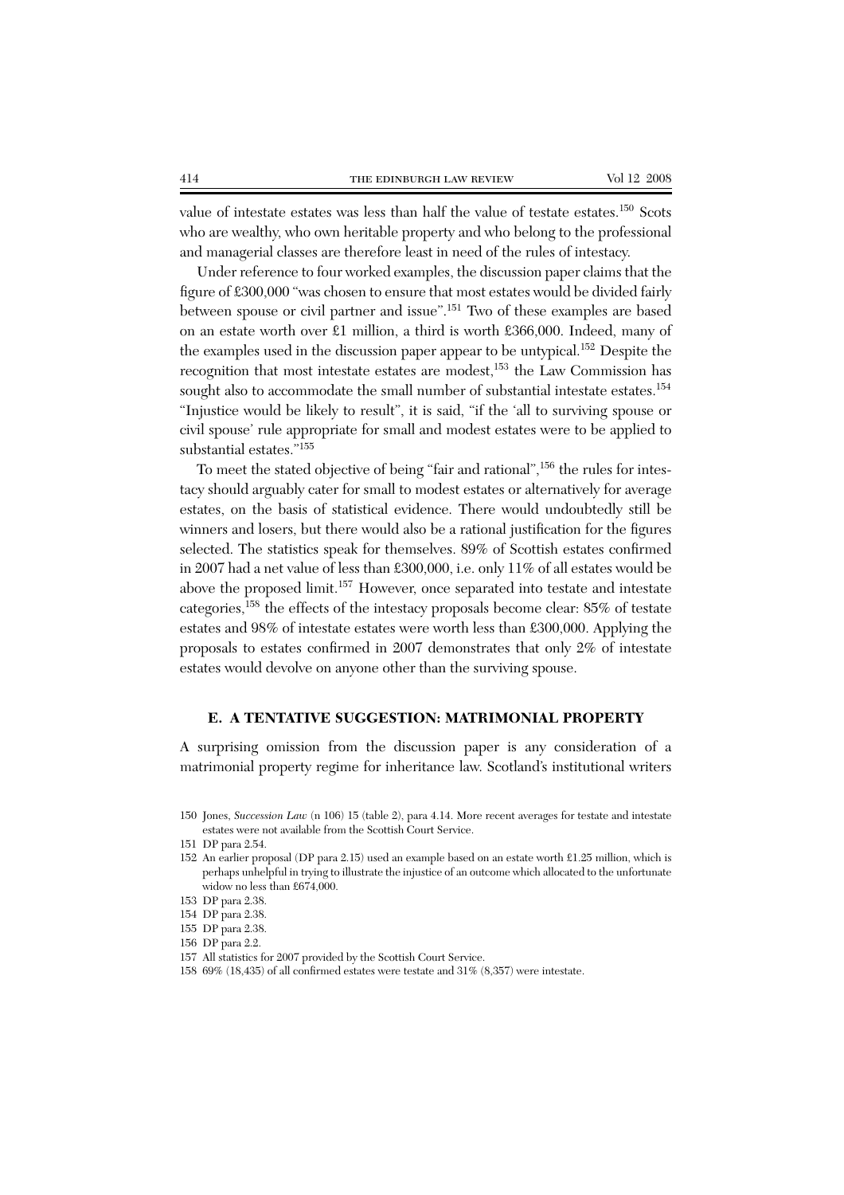value of intestate estates was less than half the value of testate estates.[150] Scots who are wealthy, who own heritable property and who belong to the professional and managerial classes are therefore least in need of the rules of intestacy.

Under reference to four worked examples, the discussion paper claims that the figure of £300,000 "was chosen to ensure that most estates would be divided fairly between spouse or civil partner and issue".[151] Two of these examples are based on an estate worth over £1 million, a third is worth £366,000. Indeed, many of the examples used in the discussion paper appear to be untypical.[152] Despite the recognition that most intestate estates are modest,[153] the Law Commission has sought also to accommodate the small number of substantial intestate estates.[154] "Injustice would be likely to result", it is said, "if the 'all to surviving spouse or civil spouse' rule appropriate for small and modest estates were to be applied to substantial estates."[155]

To meet the stated objective of being "fair and rational",[156] the rules for intestacy should arguably cater for small to modest estates or alternatively for average estates, on the basis of statistical evidence. There would undoubtedly still be winners and losers, but there would also be a rational justification for the figures selected. The statistics speak for themselves. 89% of Scottish estates confirmed in 2007 had a net value of less than £300,000, i.e. only 11% of all estates would be above the proposed limit.[157] However, once separated into testate and intestate categories,[158] the effects of the intestacy proposals become clear: 85% of testate estates and 98% of intestate estates were worth less than £300,000. Applying the proposals to estates confirmed in 2007 demonstrates that only 2% of intestate estates would devolve on anyone other than the surviving spouse.

## E. A TENTATIVE SUGGESTION: MATRIMONIAL PROPERTY

A surprising omission from the discussion paper is any consideration of a matrimonial property regime for inheritance law. Scotland's institutional writers

---

150 Jones, *Succession Law* (n 106) 15 (table 2), para 4.14. More recent averages for testate and intestate estates were not available from the Scottish Court Service.

151 DP para 2.54.

152 An earlier proposal (DP para 2.15) used an example based on an estate worth £1.25 million, which is perhaps unhelpful in trying to illustrate the injustice of an outcome which allocated to the unfortunate widow no less than £674,000.

153 DP para 2.38.

154 DP para 2.38.

155 DP para 2.38.

156 DP para 2.2.

157 All statistics for 2007 provided by the Scottish Court Service.

158 69% (18,435) of all confirmed estates were testate and 31% (8,357) were intestate.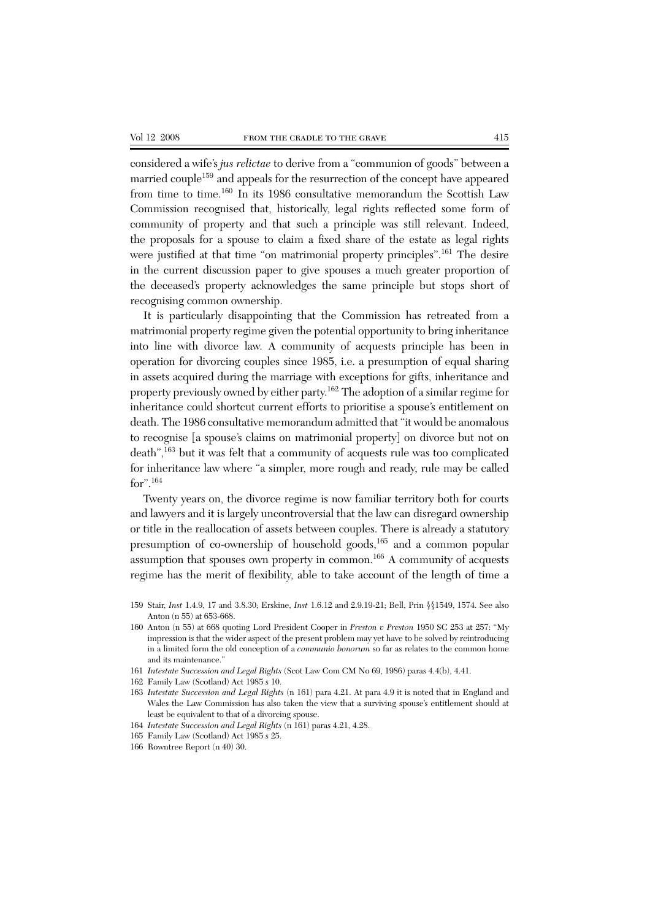considered a wife's *jus relictae* to derive from a "communion of goods" between a married couple[159] and appeals for the resurrection of the concept have appeared from time to time.[160] In its 1986 consultative memorandum the Scottish Law Commission recognised that, historically, legal rights reflected some form of community of property and that such a principle was still relevant. Indeed, the proposals for a spouse to claim a fixed share of the estate as legal rights were justified at that time "on matrimonial property principles".[161] The desire in the current discussion paper to give spouses a much greater proportion of the deceased's property acknowledges the same principle but stops short of recognising common ownership.

It is particularly disappointing that the Commission has retreated from a matrimonial property regime given the potential opportunity to bring inheritance into line with divorce law. A community of acquests principle has been in operation for divorcing couples since 1985, i.e. a presumption of equal sharing in assets acquired during the marriage with exceptions for gifts, inheritance and property previously owned by either party.[162] The adoption of a similar regime for inheritance could shortcut current efforts to prioritise a spouse's entitlement on death. The 1986 consultative memorandum admitted that "it would be anomalous to recognise [a spouse's claims on matrimonial property] on divorce but not on death",[163] but it was felt that a community of acquests rule was too complicated for inheritance law where "a simpler, more rough and ready, rule may be called for".[164]

Twenty years on, the divorce regime is now familiar territory both for courts and lawyers and it is largely uncontroversial that the law can disregard ownership or title in the reallocation of assets between couples. There is already a statutory presumption of co-ownership of household goods,[165] and a common popular assumption that spouses own property in common.[166] A community of acquests regime has the merit of flexibility, able to take account of the length of time a

159 Stair, *Inst* 1.4.9, 17 and 3.8.30; Erskine, *Inst* 1.6.12 and 2.9.19-21; Bell, Prin §§1549, 1574. See also Anton (n 55) at 653-668.

160 Anton (n 55) at 668 quoting Lord President Cooper in *Preston v Preston* 1950 SC 253 at 257: "My impression is that the wider aspect of the present problem may yet have to be solved by reintroducing in a limited form the old conception of a *communio bonorum* so far as relates to the common home and its maintenance."

161 *Intestate Succession and Legal Rights* (Scot Law Com CM No 69, 1986) paras 4.4(b), 4.41.

162 Family Law (Scotland) Act 1985 s 10.

163 *Intestate Succession and Legal Rights* (n 161) para 4.21. At para 4.9 it is noted that in England and Wales the Law Commission has also taken the view that a surviving spouse's entitlement should at least be equivalent to that of a divorcing spouse.

164 *Intestate Succession and Legal Rights* (n 161) paras 4.21, 4.28.

165 Family Law (Scotland) Act 1985 s 25.

166 Rowntree Report (n 40) 30.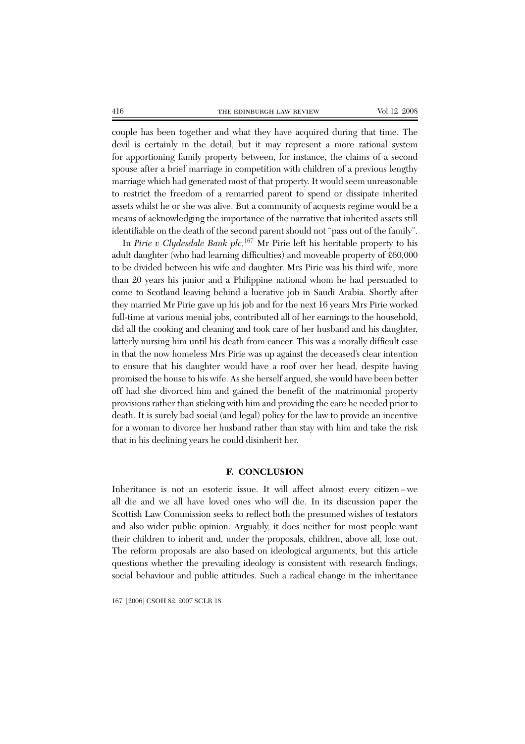couple has been together and what they have acquired during that time. The devil is certainly in the detail, but it may represent a more rational system for apportioning family property between, for instance, the claims of a second spouse after a brief marriage in competition with children of a previous lengthy marriage which had generated most of that property. It would seem unreasonable to restrict the freedom of a remarried parent to spend or dissipate inherited assets whilst he or she was alive. But a community of acquests regime would be a means of acknowledging the importance of the narrative that inherited assets still identifiable on the death of the second parent should not "pass out of the family".

In *Pirie v Clydesdale Bank plc*,[167] Mr Pirie left his heritable property to his adult daughter (who had learning difficulties) and moveable property of £60,000 to be divided between his wife and daughter. Mrs Pirie was his third wife, more than 20 years his junior and a Philippine national whom he had persuaded to come to Scotland leaving behind a lucrative job in Saudi Arabia. Shortly after they married Mr Pirie gave up his job and for the next 16 years Mrs Pirie worked full-time at various menial jobs, contributed all of her earnings to the household, did all the cooking and cleaning and took care of her husband and his daughter, latterly nursing him until his death from cancer. This was a morally difficult case in that the now homeless Mrs Pirie was up against the deceased's clear intention to ensure that his daughter would have a roof over her head, despite having promised the house to his wife. As she herself argued, she would have been better off had she divorced him and gained the benefit of the matrimonial property provisions rather than sticking with him and providing the care he needed prior to death. It is surely bad social (and legal) policy for the law to provide an incentive for a woman to divorce her husband rather than stay with him and take the risk that in his declining years he could disinherit her.

## F. CONCLUSION

Inheritance is not an esoteric issue. It will affect almost every citizen – we all die and we all have loved ones who will die. In its discussion paper the Scottish Law Commission seeks to reflect both the presumed wishes of testators and also wider public opinion. Arguably, it does neither for most people want their children to inherit and, under the proposals, children, above all, lose out. The reform proposals are also based on ideological arguments, but this article questions whether the prevailing ideology is consistent with research findings, social behaviour and public attitudes. Such a radical change in the inheritance

167 [2006] CSOH 82, 2007 SCLR 18.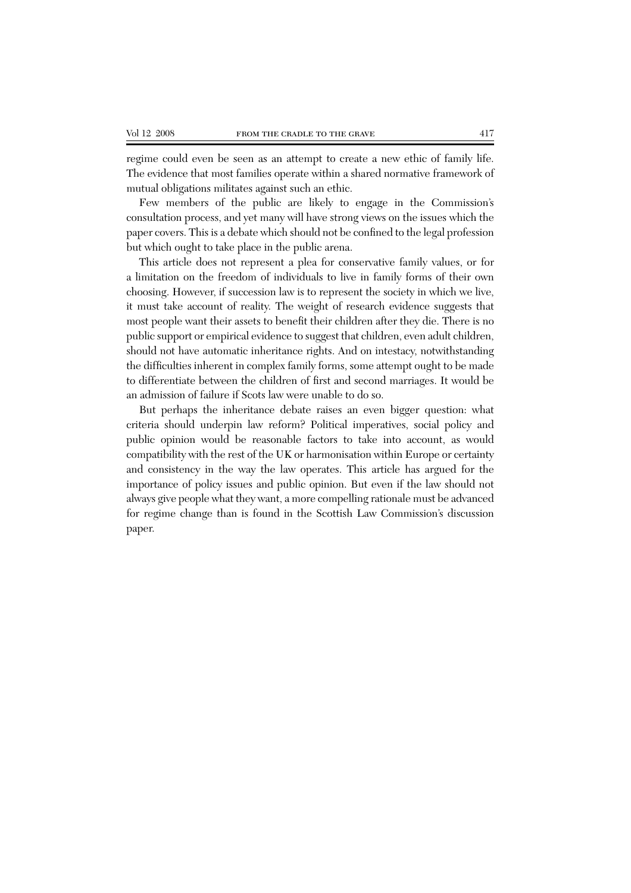regime could even be seen as an attempt to create a new ethic of family life. The evidence that most families operate within a shared normative framework of mutual obligations militates against such an ethic.

Few members of the public are likely to engage in the Commission's consultation process, and yet many will have strong views on the issues which the paper covers. This is a debate which should not be confined to the legal profession but which ought to take place in the public arena.

This article does not represent a plea for conservative family values, or for a limitation on the freedom of individuals to live in family forms of their own choosing. However, if succession law is to represent the society in which we live, it must take account of reality. The weight of research evidence suggests that most people want their assets to benefit their children after they die. There is no public support or empirical evidence to suggest that children, even adult children, should not have automatic inheritance rights. And on intestacy, notwithstanding the difficulties inherent in complex family forms, some attempt ought to be made to differentiate between the children of first and second marriages. It would be an admission of failure if Scots law were unable to do so.

But perhaps the inheritance debate raises an even bigger question: what criteria should underpin law reform? Political imperatives, social policy and public opinion would be reasonable factors to take into account, as would compatibility with the rest of the UK or harmonisation within Europe or certainty and consistency in the way the law operates. This article has argued for the importance of policy issues and public opinion. But even if the law should not always give people what they want, a more compelling rationale must be advanced for regime change than is found in the Scottish Law Commission's discussion paper.